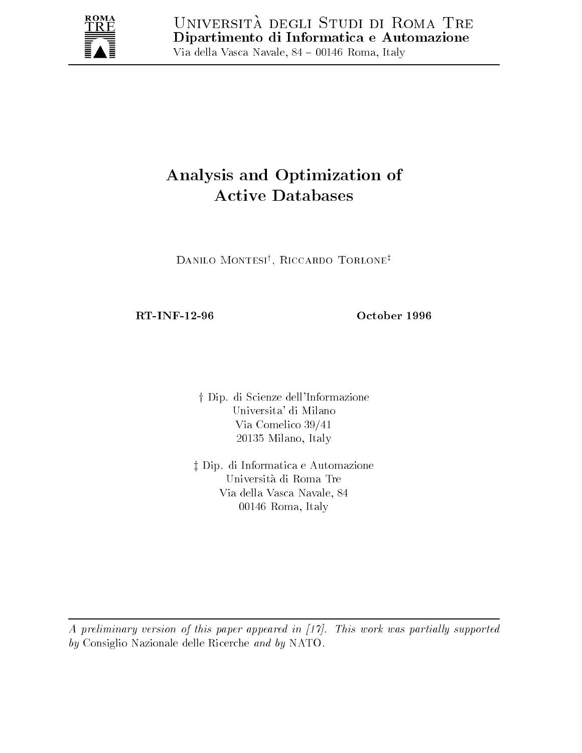Università degli Studi di Roma Tre
**Dipartimento di Informatica e Automazione**
Via della Vasca Navale, 84 – 00146 Roma, Italy

# Analysis and Optimization of Active Databases

Danilo Montesi[†], Riccardo Torlone[‡]

**RT-INF-12-96** **October 1996**

† Dip. di Scienze dell'Informazione
Universita' di Milano
Via Comelico 39/41
20135 Milano, Italy

‡ Dip. di Informatica e Automazione
Università di Roma Tre
Via della Vasca Navale, 84
00146 Roma, Italy

---

*A preliminary version of this paper appeared in [17]. This work was partially supported by* Consiglio Nazionale delle Ricerche *and by* NATO.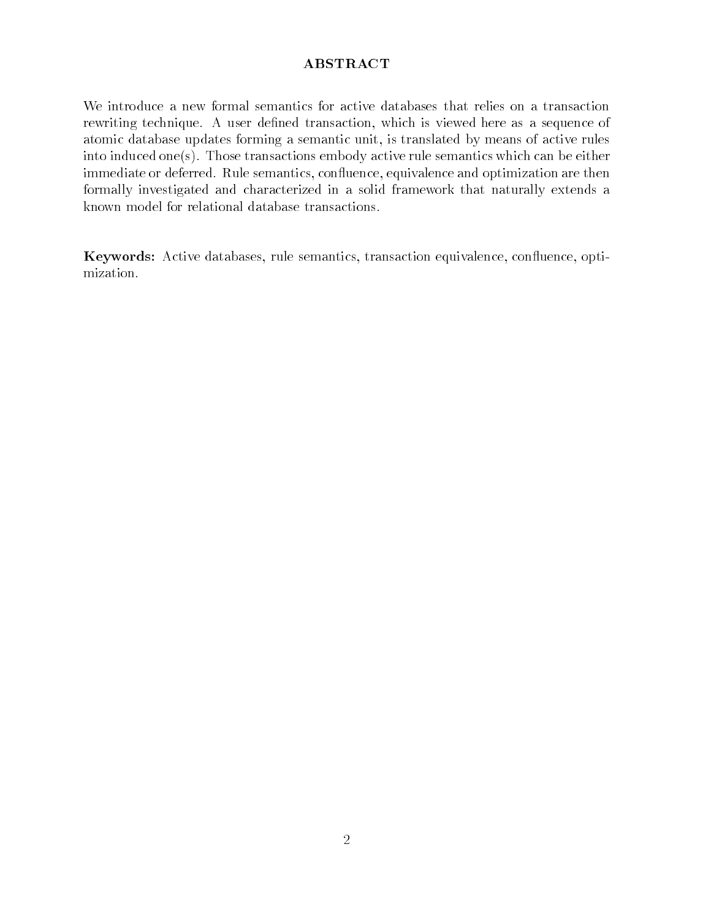# ABSTRACT

We introduce a new formal semantics for active databases that relies on a transaction rewriting technique. A user defined transaction, which is viewed here as a sequence of atomic database updates forming a semantic unit, is translated by means of active rules into induced one(s). Those transactions embody active rule semantics which can be either immediate or deferred. Rule semantics, confluence, equivalence and optimization are then formally investigated and characterized in a solid framework that naturally extends a known model for relational database transactions.

**Keywords:** Active databases, rule semantics, transaction equivalence, confluence, optimization.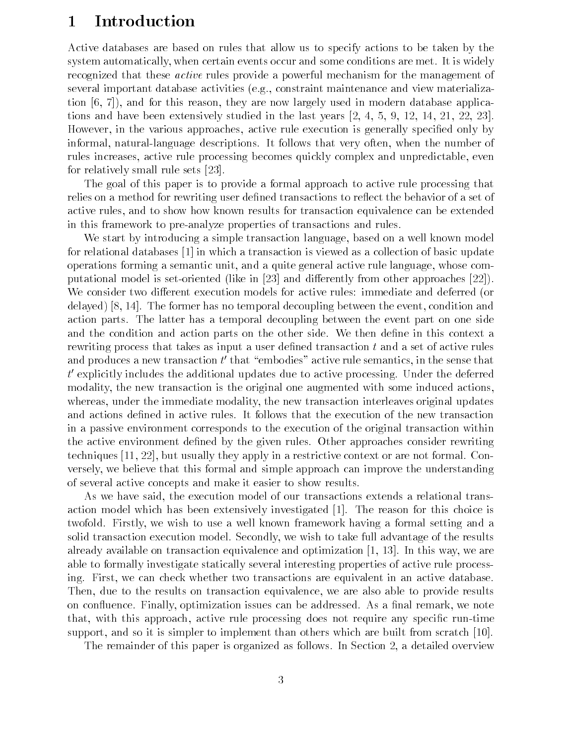# 1 Introduction

Active databases are based on rules that allow us to specify actions to be taken by the system automatically, when certain events occur and some conditions are met. It is widely recognized that these *active* rules provide a powerful mechanism for the management of several important database activities (e.g., constraint maintenance and view materialization [6, 7]), and for this reason, they are now largely used in modern database applications and have been extensively studied in the last years [2, 4, 5, 9, 12, 14, 21, 22, 23]. However, in the various approaches, active rule execution is generally specified only by informal, natural-language descriptions. It follows that very often, when the number of rules increases, active rule processing becomes quickly complex and unpredictable, even for relatively small rule sets [23].

The goal of this paper is to provide a formal approach to active rule processing that relies on a method for rewriting user defined transactions to reflect the behavior of a set of active rules, and to show how known results for transaction equivalence can be extended in this framework to pre-analyze properties of transactions and rules.

We start by introducing a simple transaction language, based on a well known model for relational databases [1] in which a transaction is viewed as a collection of basic update operations forming a semantic unit, and a quite general active rule language, whose computational model is set-oriented (like in [23] and differently from other approaches [22]). We consider two different execution models for active rules: immediate and deferred (or delayed) [8, 14]. The former has no temporal decoupling between the event, condition and action parts. The latter has a temporal decoupling between the event part on one side and the condition and action parts on the other side. We then define in this context a rewriting process that takes as input a user defined transaction $t$ and a set of active rules and produces a new transaction $t'$ that "embodies" active rule semantics, in the sense that $t'$ explicitly includes the additional updates due to active processing. Under the deferred modality, the new transaction is the original one augmented with some induced actions, whereas, under the immediate modality, the new transaction interleaves original updates and actions defined in active rules. It follows that the execution of the new transaction in a passive environment corresponds to the execution of the original transaction within the active environment defined by the given rules. Other approaches consider rewriting techniques [11, 22], but usually they apply in a restrictive context or are not formal. Conversely, we believe that this formal and simple approach can improve the understanding of several active concepts and make it easier to show results.

As we have said, the execution model of our transactions extends a relational transaction model which has been extensively investigated [1]. The reason for this choice is twofold. Firstly, we wish to use a well known framework having a formal setting and a solid transaction execution model. Secondly, we wish to take full advantage of the results already available on transaction equivalence and optimization [1, 13]. In this way, we are able to formally investigate statically several interesting properties of active rule processing. First, we can check whether two transactions are equivalent in an active database. Then, due to the results on transaction equivalence, we are also able to provide results on confluence. Finally, optimization issues can be addressed. As a final remark, we note that, with this approach, active rule processing does not require any specific run-time support, and so it is simpler to implement than others which are built from scratch [10].

The remainder of this paper is organized as follows. In Section 2, a detailed overview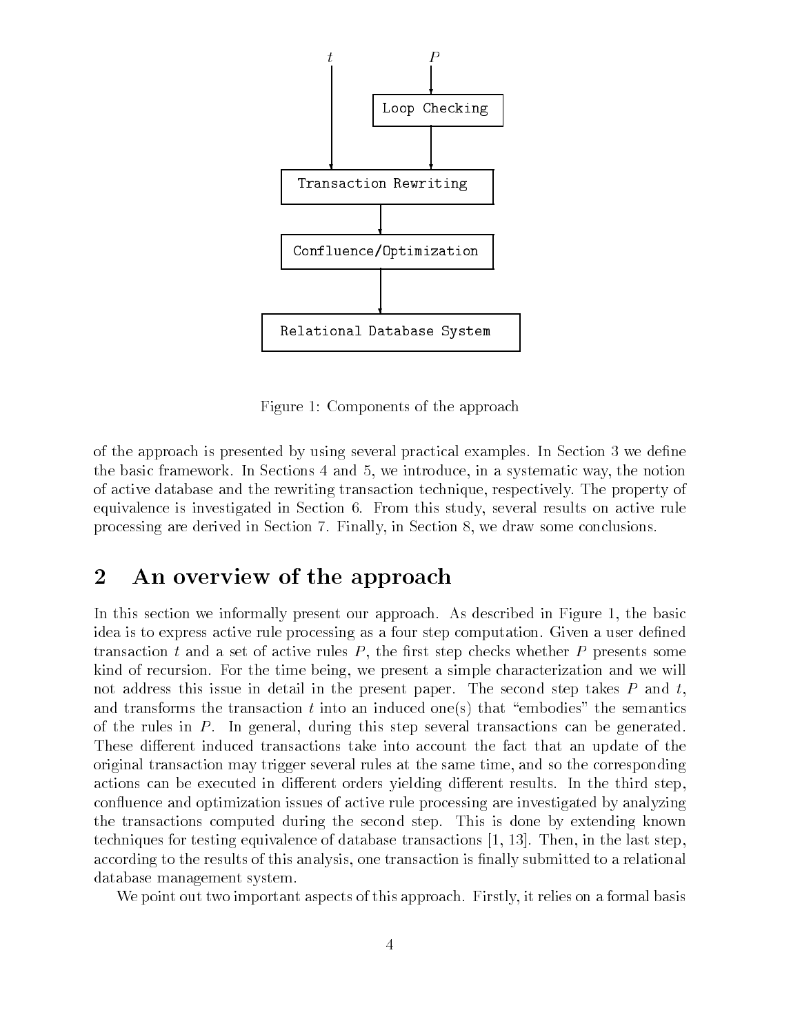Figure 1: Components of the approach

of the approach is presented by using several practical examples. In Section 3 we define the basic framework. In Sections 4 and 5, we introduce, in a systematic way, the notion of active database and the rewriting transaction technique, respectively. The property of equivalence is investigated in Section 6. From this study, several results on active rule processing are derived in Section 7. Finally, in Section 8, we draw some conclusions.

## 2 An overview of the approach

In this section we informally present our approach. As described in Figure 1, the basic idea is to express active rule processing as a four step computation. Given a user defined transaction $t$ and a set of active rules $P$, the first step checks whether $P$ presents some kind of recursion. For the time being, we present a simple characterization and we will not address this issue in detail in the present paper. The second step takes $P$ and $t$, and transforms the transaction $t$ into an induced one(s) that "embodies" the semantics of the rules in $P$. In general, during this step several transactions can be generated. These different induced transactions take into account the fact that an update of the original transaction may trigger several rules at the same time, and so the corresponding actions can be executed in different orders yielding different results. In the third step, confluence and optimization issues of active rule processing are investigated by analyzing the transactions computed during the second step. This is done by extending known techniques for testing equivalence of database transactions [1, 13]. Then, in the last step, according to the results of this analysis, one transaction is finally submitted to a relational database management system.

We point out two important aspects of this approach. Firstly, it relies on a formal basis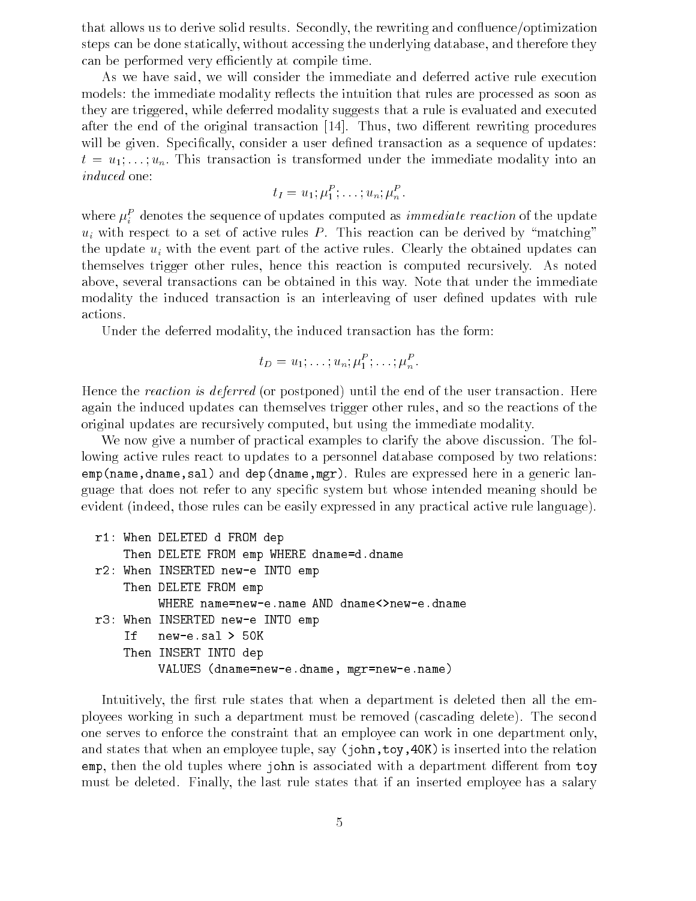that allows us to derive solid results. Secondly, the rewriting and confluence/optimization steps can be done statically, without accessing the underlying database, and therefore they can be performed very efficiently at compile time.

As we have said, we will consider the immediate and deferred active rule execution models: the immediate modality reflects the intuition that rules are processed as soon as they are triggered, while deferred modality suggests that a rule is evaluated and executed after the end of the original transaction [14]. Thus, two different rewriting procedures will be given. Specifically, consider a user defined transaction as a sequence of updates: $t = u_1; \ldots; u_n$. This transaction is transformed under the immediate modality into an *induced* one:

$$t_I = u_1; \mu_1^P; \ldots; u_n; \mu_n^P.$$

where $\mu_i^P$ denotes the sequence of updates computed as *immediate reaction* of the update $u_i$ with respect to a set of active rules $P$. This reaction can be derived by "matching" the update $u_i$ with the event part of the active rules. Clearly the obtained updates can themselves trigger other rules, hence this reaction is computed recursively. As noted above, several transactions can be obtained in this way. Note that under the immediate modality the induced transaction is an interleaving of user defined updates with rule actions.

Under the deferred modality, the induced transaction has the form:

$$t_D = u_1; \ldots; u_n; \mu_1^P; \ldots; \mu_n^P.$$

Hence the *reaction is deferred* (or postponed) until the end of the user transaction. Here again the induced updates can themselves trigger other rules, and so the reactions of the original updates are recursively computed, but using the immediate modality.

We now give a number of practical examples to clarify the above discussion. The following active rules react to updates to a personnel database composed by two relations: `emp(name,dname,sal)` and `dep(dname,mgr)`. Rules are expressed here in a generic language that does not refer to any specific system but whose intended meaning should be evident (indeed, those rules can be easily expressed in any practical active rule language).

```
r1: When DELETED d FROM dep
    Then DELETE FROM emp WHERE dname=d.dname
r2: When INSERTED new-e INTO emp
    Then DELETE FROM emp
         WHERE name=new-e.name AND dname<>new-e.dname
r3: When INSERTED new-e INTO emp
    If   new-e.sal > 50K
    Then INSERT INTO dep
         VALUES (dname=new-e.dname, mgr=new-e.name)
```

Intuitively, the first rule states that when a department is deleted then all the employees working in such a department must be removed (cascading delete). The second one serves to enforce the constraint that an employee can work in one department only, and states that when an employee tuple, say `(john,toy,40K)` is inserted into the relation `emp`, then the old tuples where `john` is associated with a department different from `toy` must be deleted. Finally, the last rule states that if an inserted employee has a salary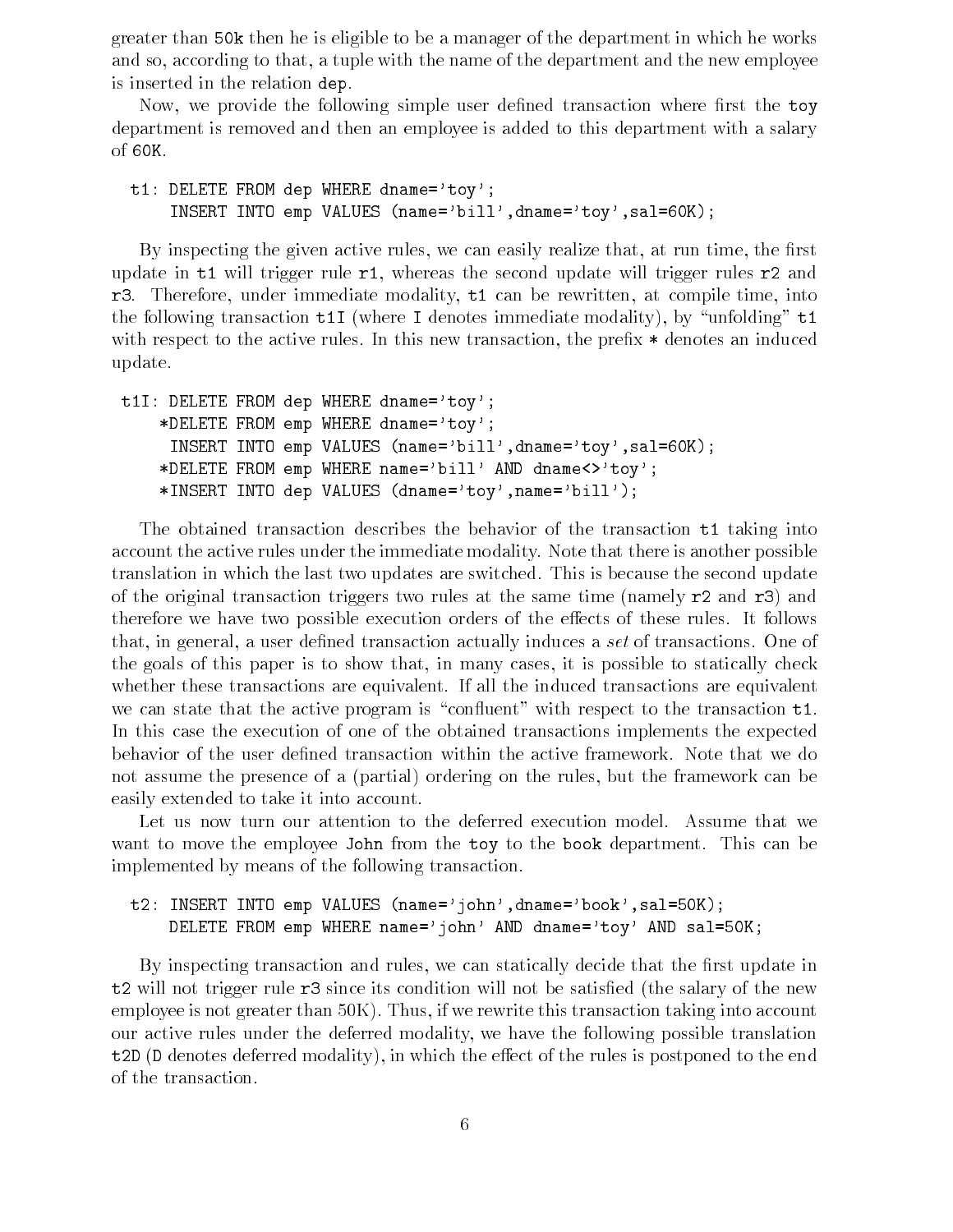greater than 50k then he is eligible to be a manager of the department in which he works and so, according to that, a tuple with the name of the department and the new employee is inserted in the relation dep.

Now, we provide the following simple user defined transaction where first the toy department is removed and then an employee is added to this department with a salary of 60K.

```
t1: DELETE FROM dep WHERE dname='toy';
    INSERT INTO emp VALUES (name='bill',dname='toy',sal=60K);
```

By inspecting the given active rules, we can easily realize that, at run time, the first update in t1 will trigger rule r1, whereas the second update will trigger rules r2 and r3. Therefore, under immediate modality, t1 can be rewritten, at compile time, into the following transaction t1I (where I denotes immediate modality), by "unfolding" t1 with respect to the active rules. In this new transaction, the prefix * denotes an induced update.

```
t1I: DELETE FROM dep WHERE dname='toy';
    *DELETE FROM emp WHERE dname='toy';
     INSERT INTO emp VALUES (name='bill',dname='toy',sal=60K);
    *DELETE FROM emp WHERE name='bill' AND dname<>'toy';
    *INSERT INTO dep VALUES (dname='toy',name='bill');
```

The obtained transaction describes the behavior of the transaction t1 taking into account the active rules under the immediate modality. Note that there is another possible translation in which the last two updates are switched. This is because the second update of the original transaction triggers two rules at the same time (namely r2 and r3) and therefore we have two possible execution orders of the effects of these rules. It follows that, in general, a user defined transaction actually induces a *set* of transactions. One of the goals of this paper is to show that, in many cases, it is possible to statically check whether these transactions are equivalent. If all the induced transactions are equivalent we can state that the active program is "confluent" with respect to the transaction t1. In this case the execution of one of the obtained transactions implements the expected behavior of the user defined transaction within the active framework. Note that we do not assume the presence of a (partial) ordering on the rules, but the framework can be easily extended to take it into account.

Let us now turn our attention to the deferred execution model. Assume that we want to move the employee John from the toy to the book department. This can be implemented by means of the following transaction.

```
t2: INSERT INTO emp VALUES (name='john',dname='book',sal=50K);
    DELETE FROM emp WHERE name='john' AND dname='toy' AND sal=50K;
```

By inspecting transaction and rules, we can statically decide that the first update in t2 will not trigger rule r3 since its condition will not be satisfied (the salary of the new employee is not greater than 50K). Thus, if we rewrite this transaction taking into account our active rules under the deferred modality, we have the following possible translation t2D (D denotes deferred modality), in which the effect of the rules is postponed to the end of the transaction.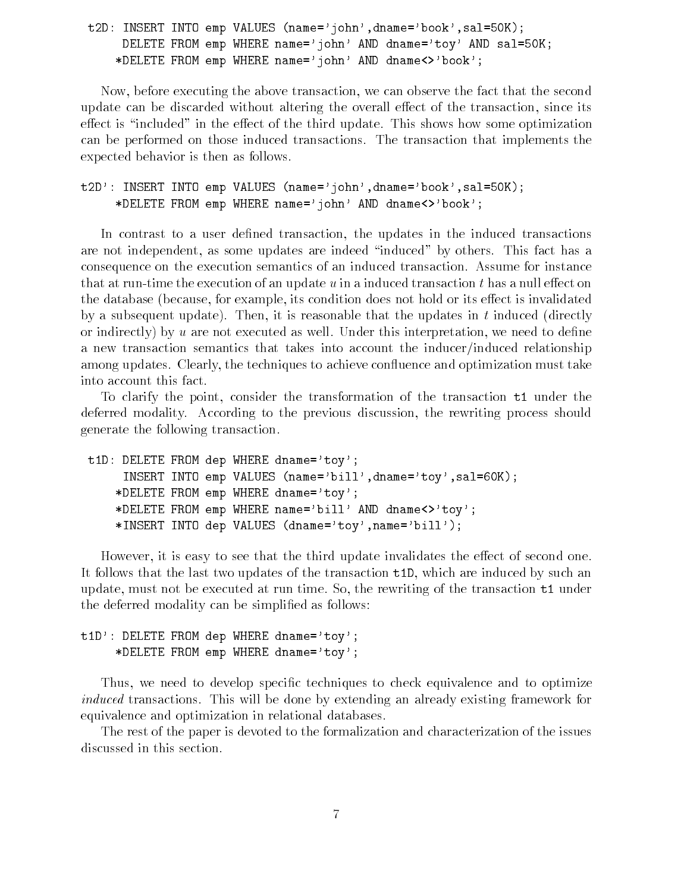```
t2D: INSERT INTO emp VALUES (name='john',dname='book',sal=50K);
     DELETE FROM emp WHERE name='john' AND dname='toy' AND sal=50K;
    *DELETE FROM emp WHERE name='john' AND dname<>'book';
```

Now, before executing the above transaction, we can observe the fact that the second update can be discarded without altering the overall effect of the transaction, since its effect is "included" in the effect of the third update. This shows how some optimization can be performed on those induced transactions. The transaction that implements the expected behavior is then as follows.

```
t2D': INSERT INTO emp VALUES (name='john',dname='book',sal=50K);
     *DELETE FROM emp WHERE name='john' AND dname<>'book';
```

In contrast to a user defined transaction, the updates in the induced transactions are not independent, as some updates are indeed "induced" by others. This fact has a consequence on the execution semantics of an induced transaction. Assume for instance that at run-time the execution of an update $u$ in a induced transaction $t$ has a null effect on the database (because, for example, its condition does not hold or its effect is invalidated by a subsequent update). Then, it is reasonable that the updates in $t$ induced (directly or indirectly) by $u$ are not executed as well. Under this interpretation, we need to define a new transaction semantics that takes into account the inducer/induced relationship among updates. Clearly, the techniques to achieve confluence and optimization must take into account this fact.

To clarify the point, consider the transformation of the transaction t1 under the deferred modality. According to the previous discussion, the rewriting process should generate the following transaction.

```
t1D: DELETE FROM dep WHERE dname='toy';
     INSERT INTO emp VALUES (name='bill',dname='toy',sal=60K);
    *DELETE FROM emp WHERE dname='toy';
    *DELETE FROM emp WHERE name='bill' AND dname<>'toy';
    *INSERT INTO dep VALUES (dname='toy',name='bill');
```

However, it is easy to see that the third update invalidates the effect of second one. It follows that the last two updates of the transaction t1D, which are induced by such an update, must not be executed at run time. So, the rewriting of the transaction t1 under the deferred modality can be simplified as follows:

```
t1D': DELETE FROM dep WHERE dname='toy';
     *DELETE FROM emp WHERE dname='toy';
```

Thus, we need to develop specific techniques to check equivalence and to optimize *induced* transactions. This will be done by extending an already existing framework for equivalence and optimization in relational databases.

The rest of the paper is devoted to the formalization and characterization of the issues discussed in this section.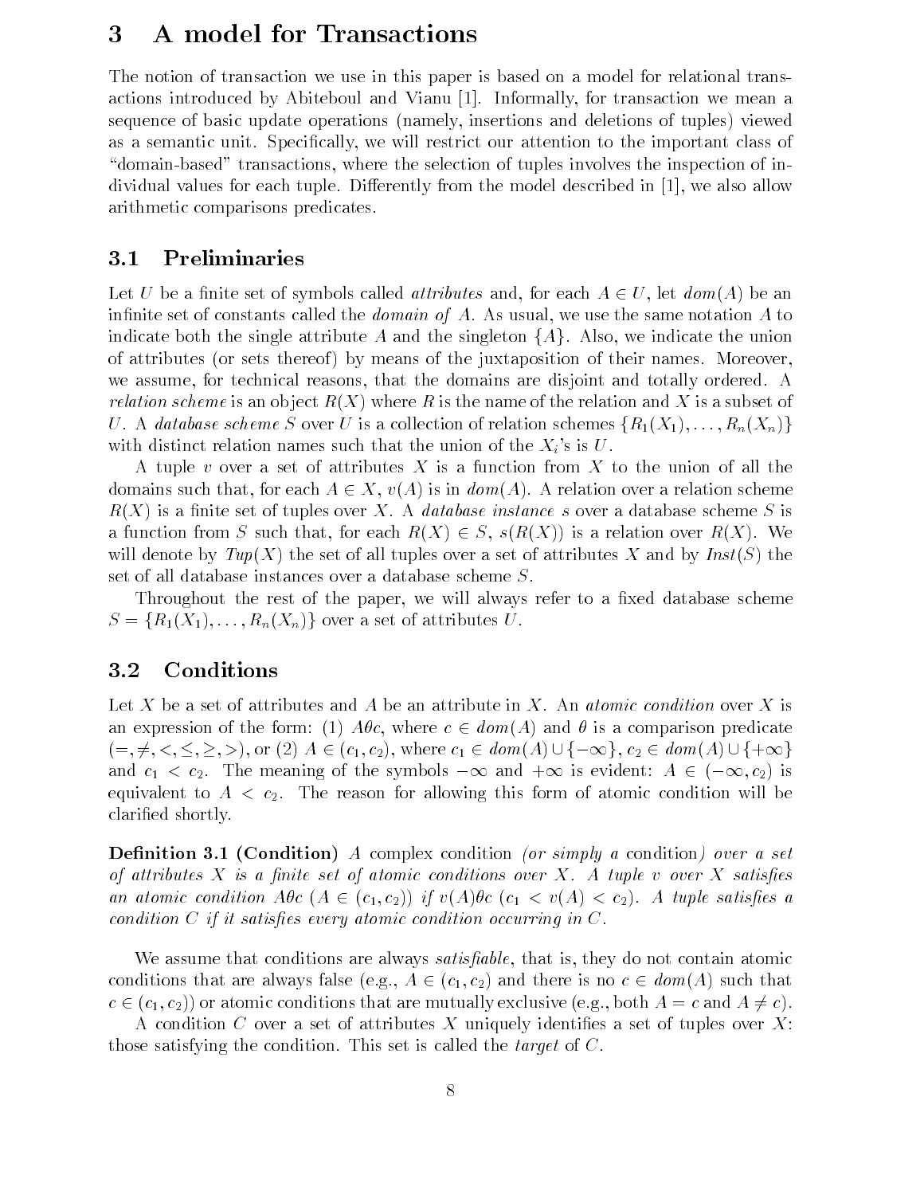# 3 A model for Transactions

The notion of transaction we use in this paper is based on a model for relational transactions introduced by Abiteboul and Vianu [1]. Informally, for transaction we mean a sequence of basic update operations (namely, insertions and deletions of tuples) viewed as a semantic unit. Specifically, we will restrict our attention to the important class of "domain-based" transactions, where the selection of tuples involves the inspection of individual values for each tuple. Differently from the model described in [1], we also allow arithmetic comparisons predicates.

## 3.1 Preliminaries

Let $U$ be a finite set of symbols called *attributes* and, for each $A \in U$, let $dom(A)$ be an infinite set of constants called the *domain of* $A$. As usual, we use the same notation $A$ to indicate both the single attribute $A$ and the singleton $\{A\}$. Also, we indicate the union of attributes (or sets thereof) by means of the juxtaposition of their names. Moreover, we assume, for technical reasons, that the domains are disjoint and totally ordered. A *relation scheme* is an object $R(X)$ where $R$ is the name of the relation and $X$ is a subset of $U$. A *database scheme* $S$ over $U$ is a collection of relation schemes $\{R_1(X_1), \ldots, R_n(X_n)\}$ with distinct relation names such that the union of the $X_i$'s is $U$.

A tuple $v$ over a set of attributes $X$ is a function from $X$ to the union of all the domains such that, for each $A \in X$, $v(A)$ is in $dom(A)$. A relation over a relation scheme $R(X)$ is a finite set of tuples over $X$. A *database instance* $s$ over a database scheme $S$ is a function from $S$ such that, for each $R(X) \in S$, $s(R(X))$ is a relation over $R(X)$. We will denote by $Tup(X)$ the set of all tuples over a set of attributes $X$ and by $Inst(S)$ the set of all database instances over a database scheme $S$.

Throughout the rest of the paper, we will always refer to a fixed database scheme $S = \{R_1(X_1), \ldots, R_n(X_n)\}$ over a set of attributes $U$.

## 3.2 Conditions

Let $X$ be a set of attributes and $A$ be an attribute in $X$. An *atomic condition* over $X$ is an expression of the form: (1) $A\theta c$, where $c \in dom(A)$ and $\theta$ is a comparison predicate $(=, \neq, <, \leq, \geq, >)$, or (2) $A \in (c_1, c_2)$, where $c_1 \in dom(A) \cup \{-\infty\}$, $c_2 \in dom(A) \cup \{+\infty\}$ and $c_1 < c_2$. The meaning of the symbols $-\infty$ and $+\infty$ is evident: $A \in (-\infty, c_2)$ is equivalent to $A < c_2$. The reason for allowing this form of atomic condition will be clarified shortly.

**Definition 3.1 (Condition)** *A complex condition (or simply a* condition*) over a set of attributes $X$ is a finite set of atomic conditions over $X$. A tuple $v$ over $X$ satisfies an atomic condition $A\theta c$ ($A \in (c_1, c_2)$) if $v(A)\theta c$ ($c_1 < v(A) < c_2$). A tuple satisfies a condition $C$ if it satisfies every atomic condition occurring in $C$.*

We assume that conditions are always *satisfiable*, that is, they do not contain atomic conditions that are always false (e.g., $A \in (c_1, c_2)$ and there is no $c \in dom(A)$ such that $c \in (c_1, c_2)$) or atomic conditions that are mutually exclusive (e.g., both $A = c$ and $A \neq c$).

A condition $C$ over a set of attributes $X$ uniquely identifies a set of tuples over $X$: those satisfying the condition. This set is called the *target* of $C$.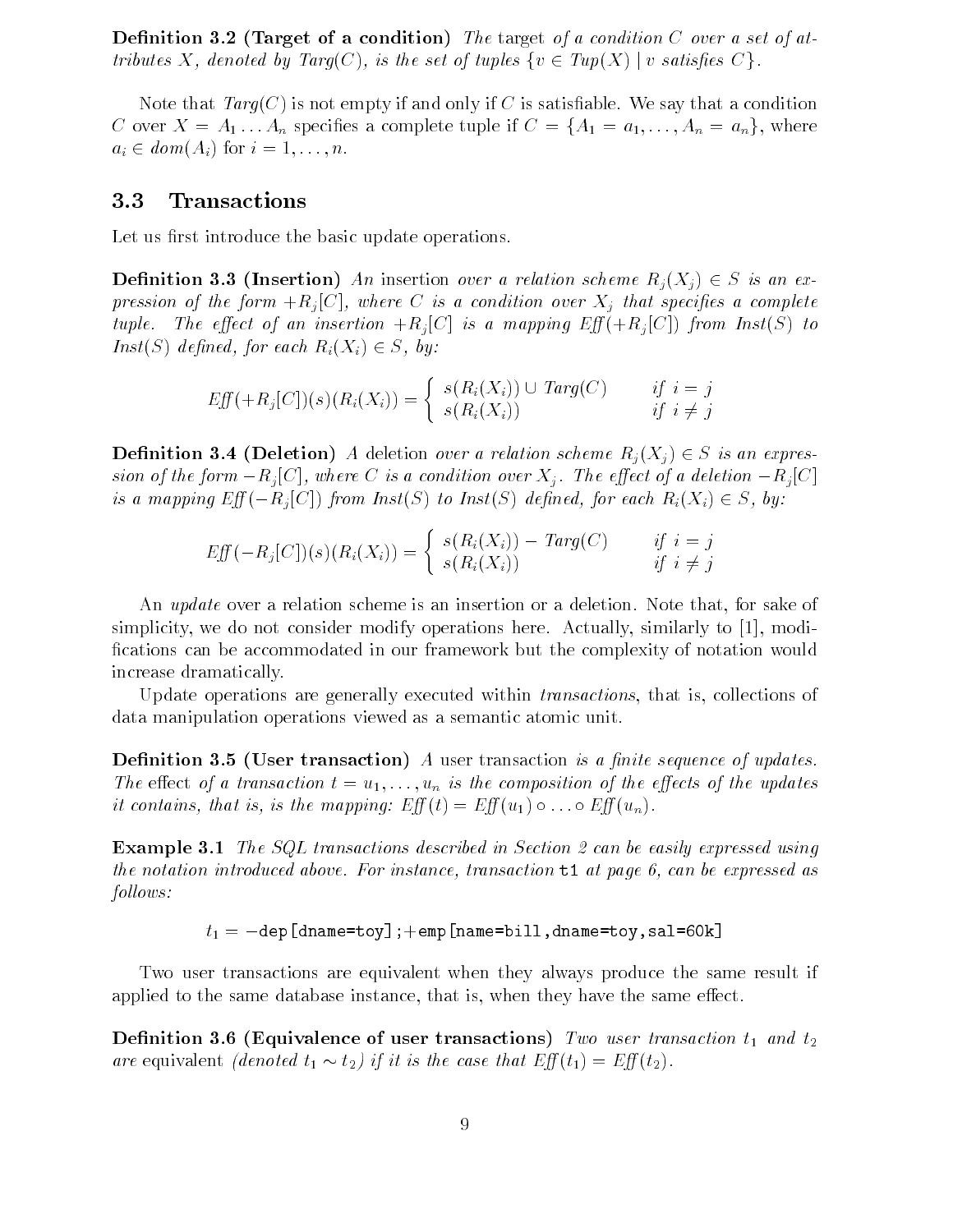**Definition 3.2 (Target of a condition)** *The* target *of a condition $C$ over a set of attributes $X$, denoted by $Targ(C)$, is the set of tuples $\{v \in Tup(X) \mid v \text{ satisfies } C\}$.*

Note that $Targ(C)$ is not empty if and only if $C$ is satisfiable. We say that a condition $C$ over $X = A_1 \ldots A_n$ specifies a complete tuple if $C = \{A_1 = a_1, \ldots, A_n = a_n\}$, where $a_i \in dom(A_i)$ for $i = 1, \ldots, n$.

## 3.3 Transactions

Let us first introduce the basic update operations.

**Definition 3.3 (Insertion)** *An* insertion *over a relation scheme $R_j(X_j) \in S$ is an expression of the form $+R_j[C]$, where $C$ is a condition over $X_j$ that specifies a complete tuple. The effect of an insertion $+R_j[C]$ is a mapping $Eff(+R_j[C])$ from $Inst(S)$ to $Inst(S)$ defined, for each $R_i(X_i) \in S$, by:*

$$Eff(+R_j[C])(s)(R_i(X_i)) = \begin{cases} s(R_i(X_i)) \cup Targ(C) & \text{if } i = j \\ s(R_i(X_i)) & \text{if } i \neq j \end{cases}$$

**Definition 3.4 (Deletion)** *A* deletion *over a relation scheme $R_j(X_j) \in S$ is an expression of the form $-R_j[C]$, where $C$ is a condition over $X_j$. The effect of a deletion $-R_j[C]$ is a mapping $Eff(-R_j[C])$ from $Inst(S)$ to $Inst(S)$ defined, for each $R_i(X_i) \in S$, by:*

$$Eff(-R_j[C])(s)(R_i(X_i)) = \begin{cases} s(R_i(X_i)) - Targ(C) & \text{if } i = j \\ s(R_i(X_i)) & \text{if } i \neq j \end{cases}$$

An *update* over a relation scheme is an insertion or a deletion. Note that, for sake of simplicity, we do not consider modify operations here. Actually, similarly to [1], modifications can be accommodated in our framework but the complexity of notation would increase dramatically.

Update operations are generally executed within *transactions*, that is, collections of data manipulation operations viewed as a semantic atomic unit.

**Definition 3.5 (User transaction)** *A* user transaction *is a finite sequence of updates. The* effect *of a transaction $t = u_1, \ldots, u_n$ is the composition of the effects of the updates it contains, that is, is the mapping: $Eff(t) = Eff(u_1) \circ \ldots \circ Eff(u_n)$.*

**Example 3.1** *The SQL transactions described in Section 2 can be easily expressed using the notation introduced above. For instance, transaction* `t1` *at page 6, can be expressed as follows:*

$t_1 =$ `−dep[dname=toy];+emp[name=bill,dname=toy,sal=60k]`

Two user transactions are equivalent when they always produce the same result if applied to the same database instance, that is, when they have the same effect.

**Definition 3.6 (Equivalence of user transactions)** *Two user transaction $t_1$ and $t_2$ are* equivalent *(denoted $t_1 \sim t_2$) if it is the case that $Eff(t_1) = Eff(t_2)$.*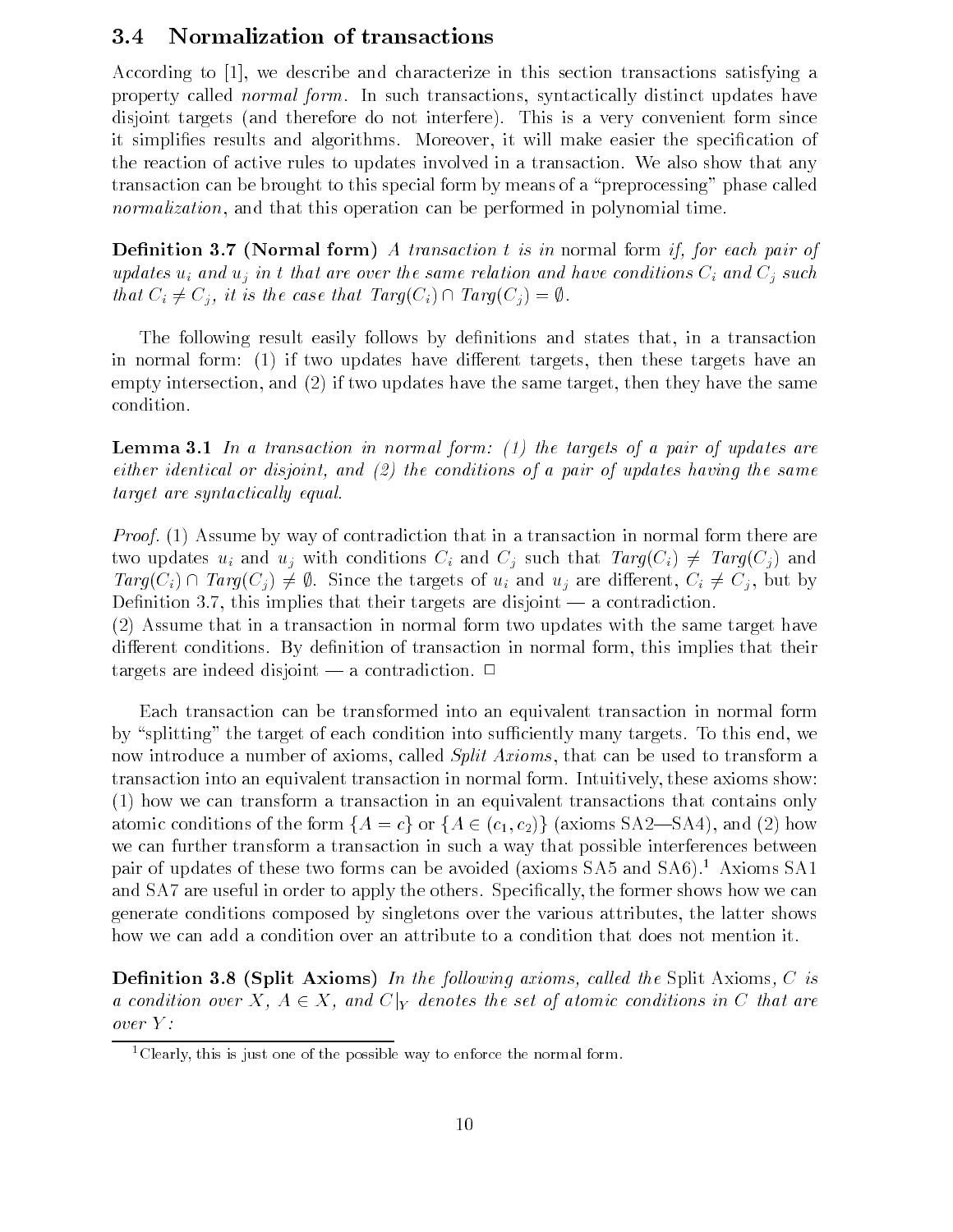### 3.4 Normalization of transactions

According to [1], we describe and characterize in this section transactions satisfying a property called *normal form*. In such transactions, syntactically distinct updates have disjoint targets (and therefore do not interfere). This is a very convenient form since it simplifies results and algorithms. Moreover, it will make easier the specification of the reaction of active rules to updates involved in a transaction. We also show that any transaction can be brought to this special form by means of a "preprocessing" phase called *normalization*, and that this operation can be performed in polynomial time.

**Definition 3.7 (Normal form)** *A transaction $t$ is in* normal form *if, for each pair of updates $u_i$ and $u_j$ in $t$ that are over the same relation and have conditions $C_i$ and $C_j$ such that $C_i \neq C_j$, it is the case that $Targ(C_i) \cap Targ(C_j) = \emptyset$.*

The following result easily follows by definitions and states that, in a transaction in normal form: (1) if two updates have different targets, then these targets have an empty intersection, and (2) if two updates have the same target, then they have the same condition.

**Lemma 3.1** *In a transaction in normal form: (1) the targets of a pair of updates are either identical or disjoint, and (2) the conditions of a pair of updates having the same target are syntactically equal.*

*Proof.* (1) Assume by way of contradiction that in a transaction in normal form there are two updates $u_i$ and $u_j$ with conditions $C_i$ and $C_j$ such that $Targ(C_i) \neq Targ(C_j)$ and $Targ(C_i) \cap Targ(C_j) \neq \emptyset$. Since the targets of $u_i$ and $u_j$ are different, $C_i \neq C_j$, but by Definition 3.7, this implies that their targets are disjoint — a contradiction.
(2) Assume that in a transaction in normal form two updates with the same target have different conditions. By definition of transaction in normal form, this implies that their targets are indeed disjoint — a contradiction. □

Each transaction can be transformed into an equivalent transaction in normal form by "splitting" the target of each condition into sufficiently many targets. To this end, we now introduce a number of axioms, called *Split Axioms*, that can be used to transform a transaction into an equivalent transaction in normal form. Intuitively, these axioms show: (1) how we can transform a transaction in an equivalent transactions that contains only atomic conditions of the form $\{A = c\}$ or $\{A \in (c_1, c_2)\}$ (axioms SA2—SA4), and (2) how we can further transform a transaction in such a way that possible interferences between pair of updates of these two forms can be avoided (axioms SA5 and SA6).[1] Axioms SA1 and SA7 are useful in order to apply the others. Specifically, the former shows how we can generate conditions composed by singletons over the various attributes, the latter shows how we can add a condition over an attribute to a condition that does not mention it.

**Definition 3.8 (Split Axioms)** *In the following axioms, called the* Split Axioms*, $C$ is a condition over $X$, $A \in X$, and $C|_Y$ denotes the set of atomic conditions in $C$ that are over $Y$:*

[1] Clearly, this is just one of the possible way to enforce the normal form.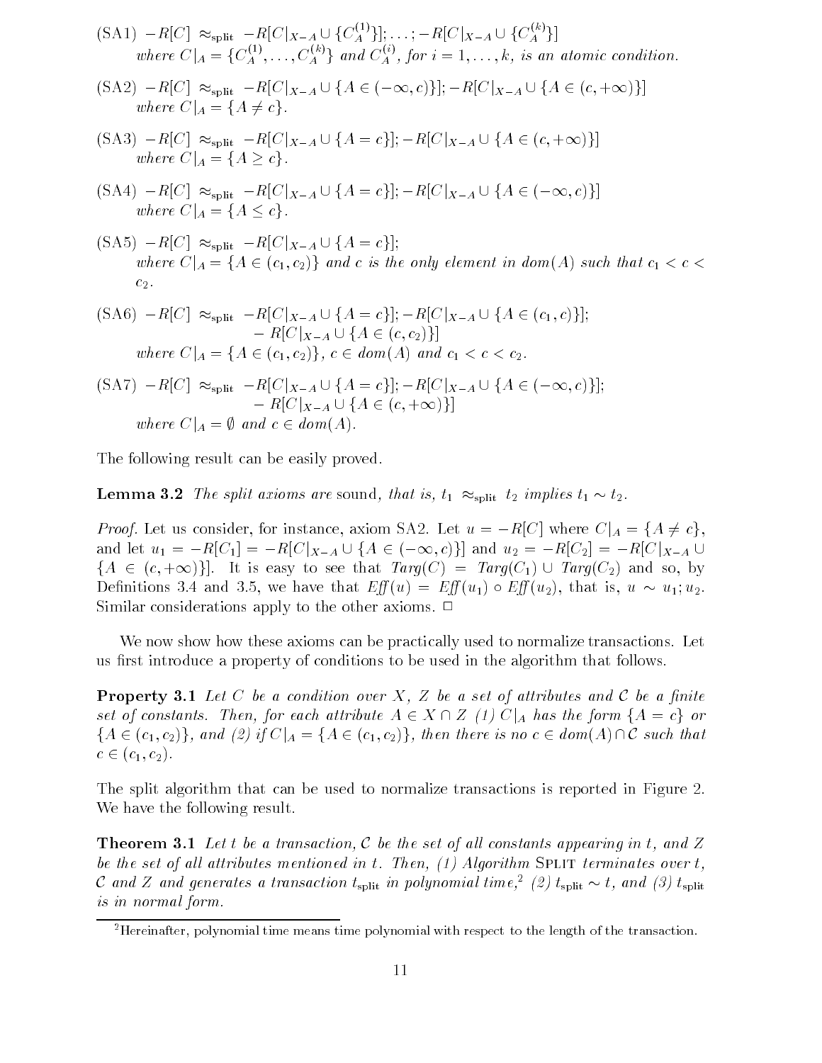(SA1) $-R[C] \approx_{\text{split}} -R[C|_{X-A} \cup \{C_A^{(1)}\}]; \ldots; -R[C|_{X-A} \cup \{C_A^{(k)}\}]$
*where* $C|_A = \{C_A^{(1)}, \ldots, C_A^{(k)}\}$ *and* $C_A^{(i)}$, *for* $i = 1, \ldots, k$, *is an atomic condition.*

(SA2) $-R[C] \approx_{\text{split}} -R[C|_{X-A} \cup \{A \in (-\infty, c)\}]; -R[C|_{X-A} \cup \{A \in (c, +\infty)\}]$
*where* $C|_A = \{A \neq c\}$.

(SA3) $-R[C] \approx_{\text{split}} -R[C|_{X-A} \cup \{A = c\}]; -R[C|_{X-A} \cup \{A \in (c, +\infty)\}]$
*where* $C|_A = \{A \geq c\}$.

(SA4) $-R[C] \approx_{\text{split}} -R[C|_{X-A} \cup \{A = c\}]; -R[C|_{X-A} \cup \{A \in (-\infty, c)\}]$
*where* $C|_A = \{A \leq c\}$.

(SA5) $-R[C] \approx_{\text{split}} -R[C|_{X-A} \cup \{A = c\}]$;
*where* $C|_A = \{A \in (c_1, c_2)\}$ *and* $c$ *is the only element in* $dom(A)$ *such that* $c_1 < c < c_2$.

(SA6) $-R[C] \approx_{\text{split}} -R[C|_{X-A} \cup \{A = c\}]; -R[C|_{X-A} \cup \{A \in (c_1, c)\}]; -R[C|_{X-A} \cup \{A \in (c, c_2)\}]$
*where* $C|_A = \{A \in (c_1, c_2)\}$, $c \in dom(A)$ *and* $c_1 < c < c_2$.

(SA7) $-R[C] \approx_{\text{split}} -R[C|_{X-A} \cup \{A = c\}]; -R[C|_{X-A} \cup \{A \in (-\infty, c)\}]; -R[C|_{X-A} \cup \{A \in (c, +\infty)\}]$
*where* $C|_A = \emptyset$ *and* $c \in dom(A)$.

The following result can be easily proved.

**Lemma 3.2** *The split axioms are* sound, *that is,* $t_1 \approx_{\text{split}} t_2$ *implies* $t_1 \sim t_2$.

*Proof.* Let us consider, for instance, axiom SA2. Let $u = -R[C]$ where $C|_A = \{A \neq c\}$, and let $u_1 = -R[C_1] = -R[C|_{X-A} \cup \{A \in (-\infty, c)\}]$ and $u_2 = -R[C_2] = -R[C|_{X-A} \cup \{A \in (c, +\infty)\}]$. It is easy to see that $Targ(C) = Targ(C_1) \cup Targ(C_2)$ and so, by Definitions 3.4 and 3.5, we have that $Eff(u) = Eff(u_1) \circ Eff(u_2)$, that is, $u \sim u_1; u_2$. Similar considerations apply to the other axioms. □

We now show how these axioms can be practically used to normalize transactions. Let us first introduce a property of conditions to be used in the algorithm that follows.

**Property 3.1** *Let* $C$ *be a condition over* $X$, $Z$ *be a set of attributes and* $\mathcal{C}$ *be a finite set of constants. Then, for each attribute* $A \in X \cap Z$ *(1)* $C|_A$ *has the form* $\{A = c\}$ *or* $\{A \in (c_1, c_2)\}$, *and (2) if* $C|_A = \{A \in (c_1, c_2)\}$, *then there is no* $c \in dom(A) \cap \mathcal{C}$ *such that* $c \in (c_1, c_2)$.

The split algorithm that can be used to normalize transactions is reported in Figure 2. We have the following result.

**Theorem 3.1** *Let* $t$ *be a transaction,* $\mathcal{C}$ *be the set of all constants appearing in* $t$, *and* $Z$ *be the set of all attributes mentioned in* $t$. *Then, (1) Algorithm* SPLIT *terminates over* $t$, $\mathcal{C}$ *and* $Z$ *and generates a transaction* $t_{\text{split}}$ *in polynomial time,*[2] *(2)* $t_{\text{split}} \sim t$, *and (3)* $t_{\text{split}}$ *is in normal form.*

[2] Hereinafter, polynomial time means time polynomial with respect to the length of the transaction.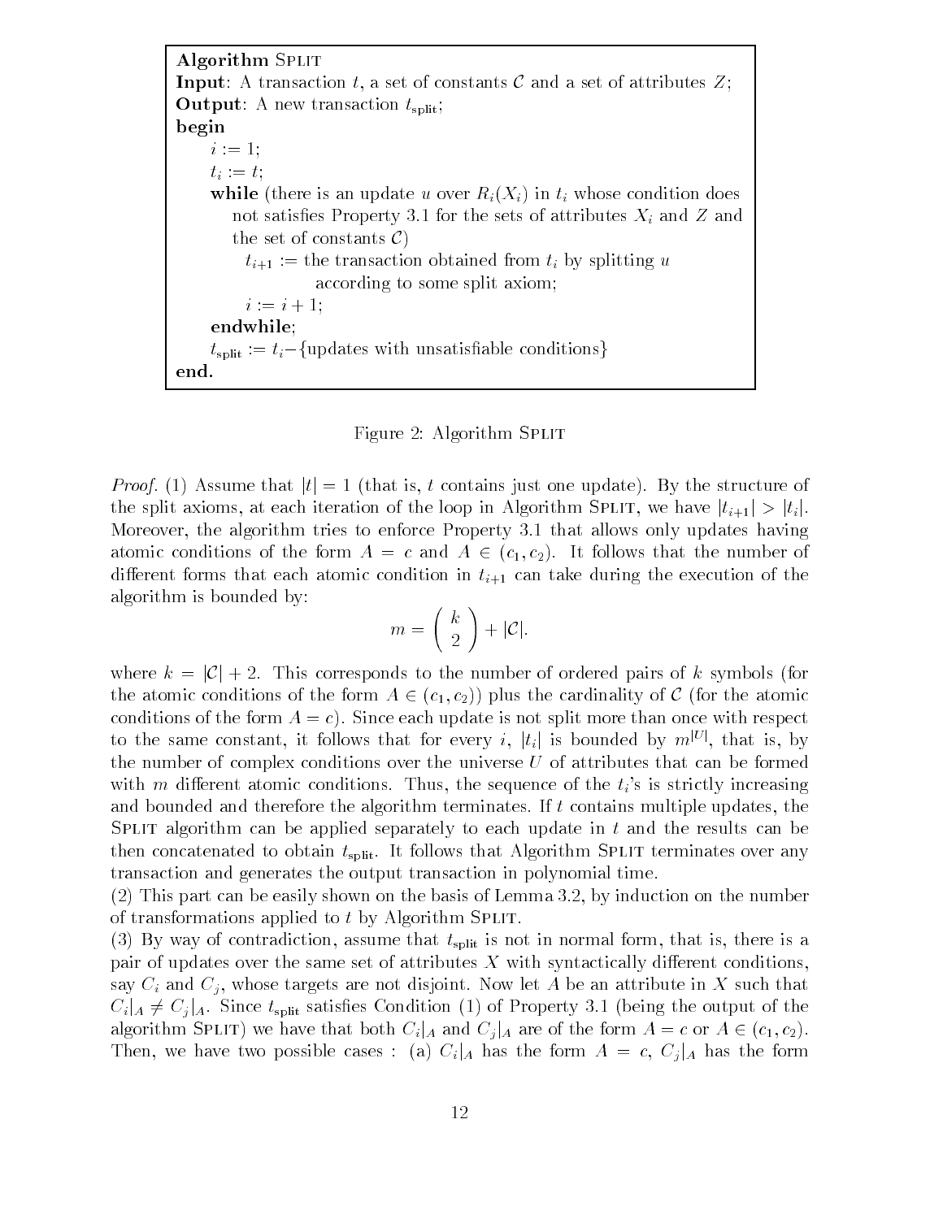```
Algorithm SPLIT
Input: A transaction t, a set of constants C and a set of attributes Z;
Output: A new transaction t_split;
begin
    i := 1;
    t_i := t;
    while (there is an update u over R_i(X_i) in t_i whose condition does
        not satisfies Property 3.1 for the sets of attributes X_i and Z and
        the set of constants C)
            t_{i+1} := the transaction obtained from t_i by splitting u
                    according to some split axiom;
            i := i + 1;
    endwhile;
    t_split := t_i − {updates with unsatisfiable conditions}
end.
```

Figure 2: Algorithm SPLIT

*Proof.* (1) Assume that $|t| = 1$ (that is, $t$ contains just one update). By the structure of the split axioms, at each iteration of the loop in Algorithm SPLIT, we have $|t_{i+1}| > |t_i|$. Moreover, the algorithm tries to enforce Property 3.1 that allows only updates having atomic conditions of the form $A = c$ and $A \in (c_1, c_2)$. It follows that the number of different forms that each atomic condition in $t_{i+1}$ can take during the execution of the algorithm is bounded by:

$$m = \binom{k}{2} + |\mathcal{C}|.$$

where $k = |\mathcal{C}| + 2$. This corresponds to the number of ordered pairs of $k$ symbols (for the atomic conditions of the form $A \in (c_1, c_2)$) plus the cardinality of $\mathcal{C}$ (for the atomic conditions of the form $A = c$). Since each update is not split more than once with respect to the same constant, it follows that for every $i$, $|t_i|$ is bounded by $m^{|U|}$, that is, by the number of complex conditions over the universe $U$ of attributes that can be formed with $m$ different atomic conditions. Thus, the sequence of the $t_i$'s is strictly increasing and bounded and therefore the algorithm terminates. If $t$ contains multiple updates, the SPLIT algorithm can be applied separately to each update in $t$ and the results can be then concatenated to obtain $t_{\text{split}}$. It follows that Algorithm SPLIT terminates over any transaction and generates the output transaction in polynomial time.

(2) This part can be easily shown on the basis of Lemma 3.2, by induction on the number of transformations applied to $t$ by Algorithm SPLIT.

(3) By way of contradiction, assume that $t_{\text{split}}$ is not in normal form, that is, there is a pair of updates over the same set of attributes $X$ with syntactically different conditions, say $C_i$ and $C_j$, whose targets are not disjoint. Now let $A$ be an attribute in $X$ such that $C_i|_A \neq C_j|_A$. Since $t_{\text{split}}$ satisfies Condition (1) of Property 3.1 (being the output of the algorithm SPLIT) we have that both $C_i|_A$ and $C_j|_A$ are of the form $A = c$ or $A \in (c_1, c_2)$. Then, we have two possible cases : (a) $C_i|_A$ has the form $A = c$, $C_j|_A$ has the form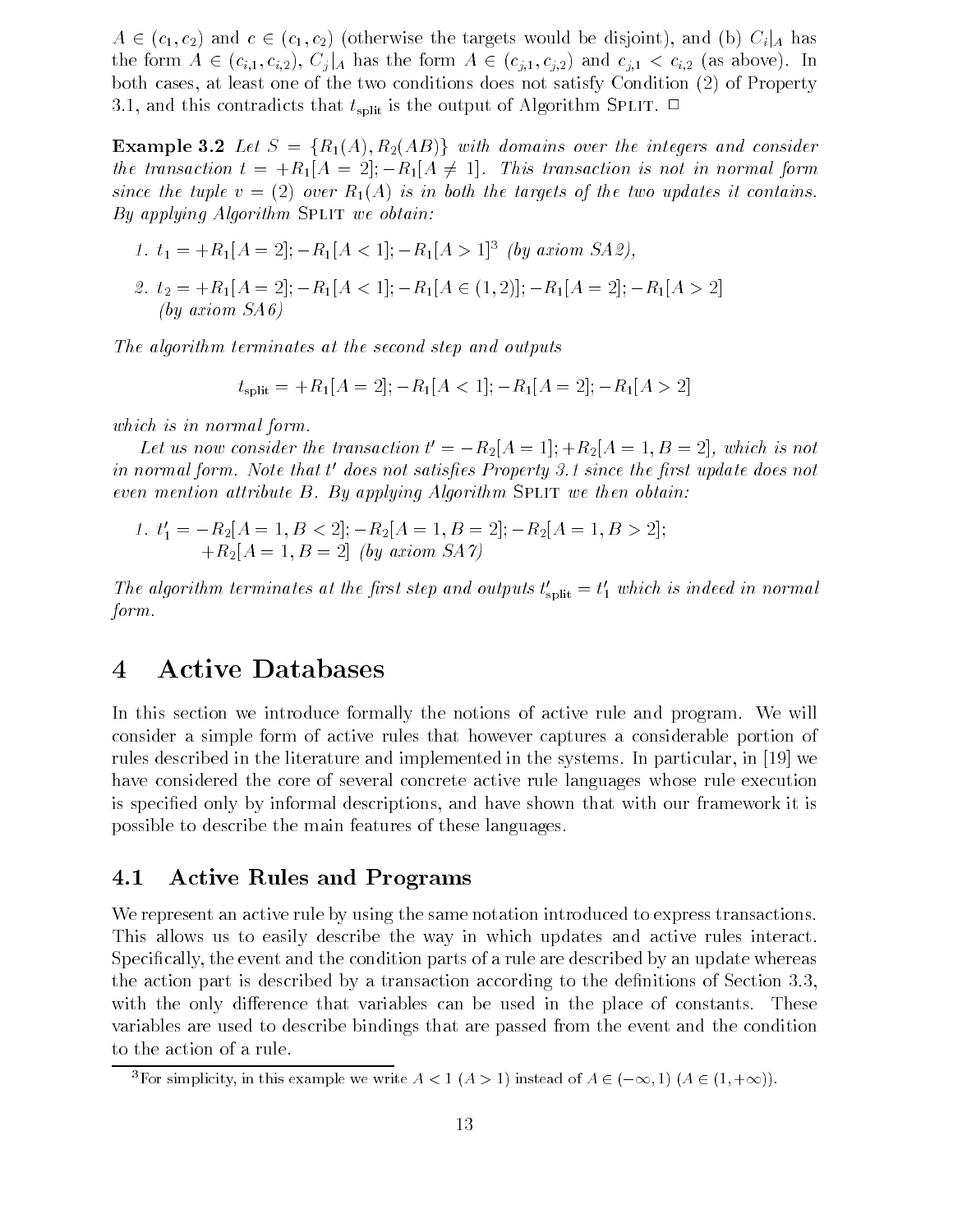$A \in (c_1, c_2)$ and $c \in (c_1, c_2)$ (otherwise the targets would be disjoint), and (b) $C_i|_A$ has the form $A \in (c_{i,1}, c_{i,2})$, $C_j|_A$ has the form $A \in (c_{j,1}, c_{j,2})$ and $c_{j,1} < c_{i,2}$ (as above). In both cases, at least one of the two conditions does not satisfy Condition (2) of Property 3.1, and this contradicts that $t_{\text{split}}$ is the output of Algorithm SPLIT. $\Box$

**Example 3.2** *Let $S = \{R_1(A), R_2(AB)\}$ with domains over the integers and consider the transaction $t = +R_1[A = 2]; -R_1[A \neq 1]$. This transaction is not in normal form since the tuple $v = (2)$ over $R_1(A)$ is in both the targets of the two updates it contains. By applying Algorithm* SPLIT *we obtain:*

1. $t_1 = +R_1[A = 2]; -R_1[A < 1]; -R_1[A > 1]$[3] *(by axiom SA2),*
2. $t_2 = +R_1[A = 2]; -R_1[A < 1]; -R_1[A \in (1, 2)]; -R_1[A = 2]; -R_1[A > 2]$ *(by axiom SA6)*

*The algorithm terminates at the second step and outputs*

$$t_{\text{split}} = +R_1[A = 2]; -R_1[A < 1]; -R_1[A = 2]; -R_1[A > 2]$$

*which is in normal form.*

*Let us now consider the transaction $t' = -R_2[A = 1]; +R_2[A = 1, B = 2]$, which is not in normal form. Note that $t'$ does not satisfies Property 3.1 since the first update does not even mention attribute $B$. By applying Algorithm* SPLIT *we then obtain:*

1. $t'_1 = -R_2[A = 1, B < 2]; -R_2[A = 1, B = 2]; -R_2[A = 1, B > 2]; +R_2[A = 1, B = 2]$ *(by axiom SA7)*

*The algorithm terminates at the first step and outputs $t'_{\text{split}} = t'_1$ which is indeed in normal form.*

# 4 Active Databases

In this section we introduce formally the notions of active rule and program. We will consider a simple form of active rules that however captures a considerable portion of rules described in the literature and implemented in the systems. In particular, in [19] we have considered the core of several concrete active rule languages whose rule execution is specified only by informal descriptions, and have shown that with our framework it is possible to describe the main features of these languages.

## 4.1 Active Rules and Programs

We represent an active rule by using the same notation introduced to express transactions. This allows us to easily describe the way in which updates and active rules interact. Specifically, the event and the condition parts of a rule are described by an update whereas the action part is described by a transaction according to the definitions of Section 3.3, with the only difference that variables can be used in the place of constants. These variables are used to describe bindings that are passed from the event and the condition to the action of a rule.

[3] For simplicity, in this example we write $A < 1$ ($A > 1$) instead of $A \in (-\infty, 1)$ ($A \in (1, +\infty)$).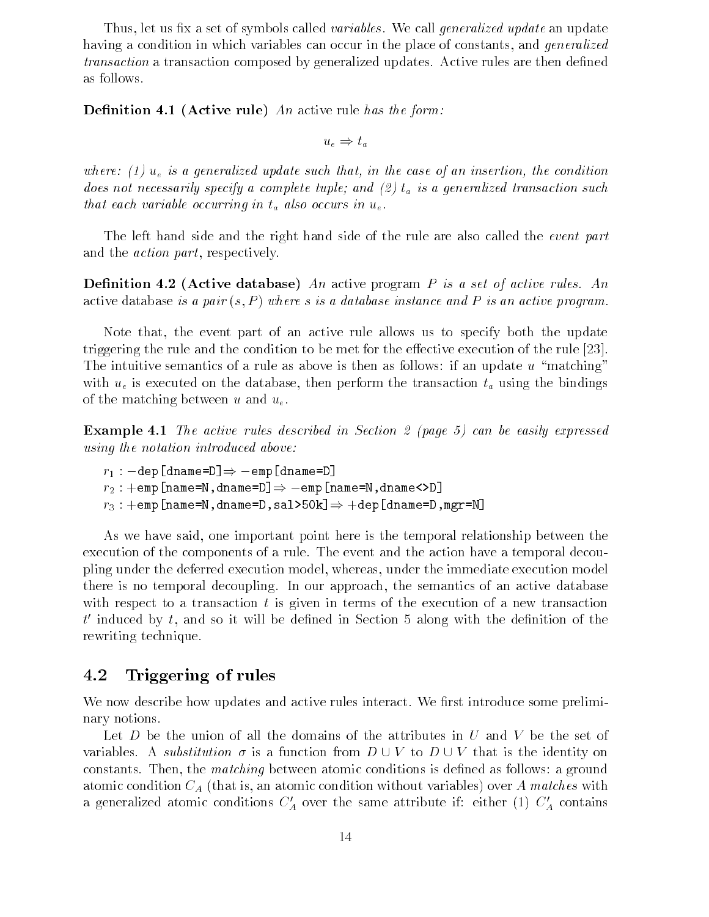Thus, let us fix a set of symbols called *variables*. We call *generalized update* an update having a condition in which variables can occur in the place of constants, and *generalized transaction* a transaction composed by generalized updates. Active rules are then defined as follows.

**Definition 4.1 (Active rule)** *An* active rule *has the form:*

$$u_e \Rightarrow t_a$$

*where: (1) $u_e$ is a generalized update such that, in the case of an insertion, the condition does not necessarily specify a complete tuple; and (2) $t_a$ is a generalized transaction such that each variable occurring in $t_a$ also occurs in $u_e$.*

The left hand side and the right hand side of the rule are also called the *event part* and the *action part*, respectively.

**Definition 4.2 (Active database)** *An* active program *$P$ is a set of active rules. An* active database *is a pair $(s, P)$ where $s$ is a database instance and $P$ is an active program.*

Note that, the event part of an active rule allows us to specify both the update triggering the rule and the condition to be met for the effective execution of the rule [23]. The intuitive semantics of a rule as above is then as follows: if an update $u$ "matching" with $u_e$ is executed on the database, then perform the transaction $t_a$ using the bindings of the matching between $u$ and $u_e$.

**Example 4.1** *The active rules described in Section 2 (page 5) can be easily expressed using the notation introduced above:*

$r_1$ : $-$dep[dname=D]$\Rightarrow$ $-$emp[dname=D]
$r_2$ : $+$emp[name=N,dname=D]$\Rightarrow$ $-$emp[name=N,dname<>D]
$r_3$ : $+$emp[name=N,dname=D,sal>50k]$\Rightarrow$ $+$dep[dname=D,mgr=N]

As we have said, one important point here is the temporal relationship between the execution of the components of a rule. The event and the action have a temporal decoupling under the deferred execution model, whereas, under the immediate execution model there is no temporal decoupling. In our approach, the semantics of an active database with respect to a transaction $t$ is given in terms of the execution of a new transaction $t'$ induced by $t$, and so it will be defined in Section 5 along with the definition of the rewriting technique.

## 4.2 Triggering of rules

We now describe how updates and active rules interact. We first introduce some preliminary notions.

Let $D$ be the union of all the domains of the attributes in $U$ and $V$ be the set of variables. A *substitution* $\sigma$ is a function from $D \cup V$ to $D \cup V$ that is the identity on constants. Then, the *matching* between atomic conditions is defined as follows: a ground atomic condition $C_A$ (that is, an atomic condition without variables) over $A$ *matches* with a generalized atomic conditions $C'_A$ over the same attribute if: either (1) $C'_A$ contains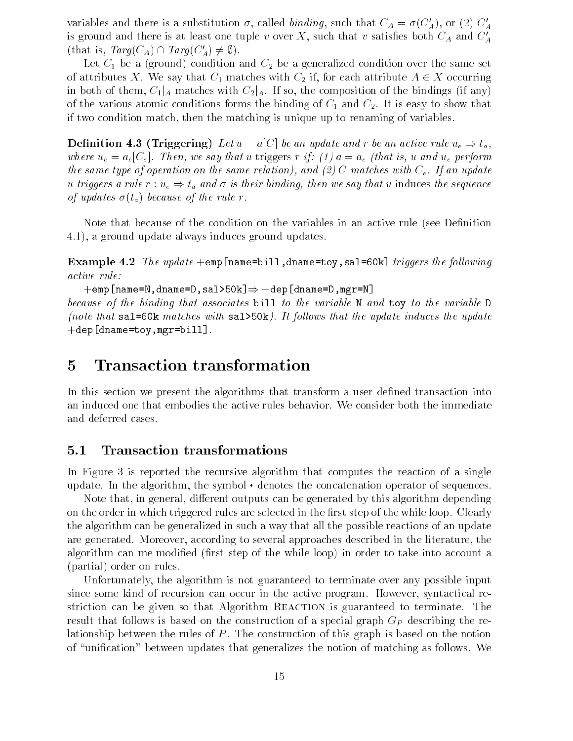variables and there is a substitution $\sigma$, called *binding*, such that $C_A = \sigma(C'_A)$, or (2) $C'_A$ is ground and there is at least one tuple $v$ over $X$, such that $v$ satisfies both $C_A$ and $C'_A$ (that is, $Targ(C_A) \cap Targ(C'_A) \neq \emptyset$).

Let $C_1$ be a (ground) condition and $C_2$ be a generalized condition over the same set of attributes $X$. We say that $C_1$ matches with $C_2$ if, for each attribute $A \in X$ occurring in both of them, $C_1|_A$ matches with $C_2|_A$. If so, the composition of the bindings (if any) of the various atomic conditions forms the binding of $C_1$ and $C_2$. It is easy to show that if two condition match, then the matching is unique up to renaming of variables.

**Definition 4.3 (Triggering)** *Let $u = a[C]$ be an update and $r$ be an active rule $u_e \Rightarrow t_a$, where $u_e = a_e[C_e]$. Then, we say that $u$ triggers $r$ if: (1) $a = a_e$ (that is, $u$ and $u_e$ perform the same type of operation on the same relation), and (2) $C$ matches with $C_e$. If an update $u$ triggers a rule $r : u_e \Rightarrow t_a$ and $\sigma$ is their binding, then we say that $u$ induces the sequence of updates $\sigma(t_a)$ because of the rule $r$.*

Note that because of the condition on the variables in an active rule (see Definition 4.1), a ground update always induces ground updates.

**Example 4.2** *The update* `+emp[name=bill,dname=toy,sal=60k]` *triggers the following active rule:*

`+emp[name=N,dname=D,sal>50k]` $\Rightarrow$ `+dep[dname=D,mgr=N]`

*because of the binding that associates* `bill` *to the variable* `N` *and* `toy` *to the variable* `D` *(note that* `sal=60k` *matches with* `sal>50k`*). It follows that the update induces the update* `+dep[dname=toy,mgr=bill]`*.*

# 5 Transaction transformation

In this section we present the algorithms that transform a user defined transaction into an induced one that embodies the active rules behavior. We consider both the immediate and deferred cases.

## 5.1 Transaction transformations

In Figure 3 is reported the recursive algorithm that computes the reaction of a single update. In the algorithm, the symbol $\bullet$ denotes the concatenation operator of sequences.

Note that, in general, different outputs can be generated by this algorithm depending on the order in which triggered rules are selected in the first step of the while loop. Clearly the algorithm can be generalized in such a way that all the possible reactions of an update are generated. Moreover, according to several approaches described in the literature, the algorithm can me modified (first step of the while loop) in order to take into account a (partial) order on rules.

Unfortunately, the algorithm is not guaranteed to terminate over any possible input since some kind of recursion can occur in the active program. However, syntactical restriction can be given so that Algorithm Reaction is guaranteed to terminate. The result that follows is based on the construction of a special graph $G_P$ describing the relationship between the rules of $P$. The construction of this graph is based on the notion of "unification" between updates that generalizes the notion of matching as follows. We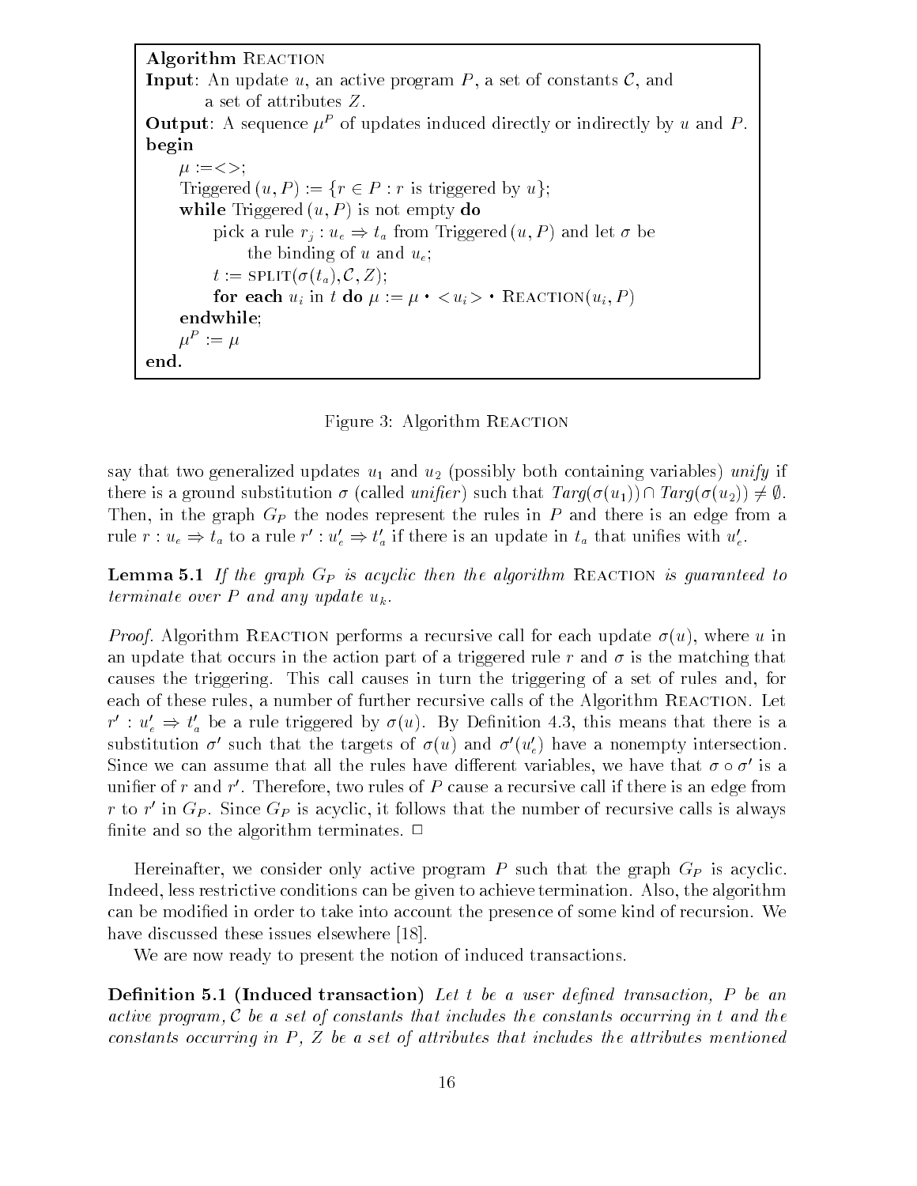```
Algorithm REACTION
Input: An update u, an active program P, a set of constants C, and
       a set of attributes Z.
Output: A sequence μ^P of updates induced directly or indirectly by u and P.
begin
    μ := <>;
    Triggered(u, P) := {r ∈ P : r is triggered by u};
    while Triggered(u, P) is not empty do
        pick a rule r_j : u_e ⇒ t_a from Triggered(u, P) and let σ be
            the binding of u and u_e;
        t := SPLIT(σ(t_a), C, Z);
        for each u_i in t do μ := μ • <u_i> • REACTION(u_i, P)
    endwhile;
    μ^P := μ
end.
```

Figure 3: Algorithm REACTION

say that two generalized updates $u_1$ and $u_2$ (possibly both containing variables) *unify* if there is a ground substitution $\sigma$ (called *unifier*) such that $\mathit{Targ}(\sigma(u_1)) \cap \mathit{Targ}(\sigma(u_2)) \neq \emptyset$. Then, in the graph $G_P$ the nodes represent the rules in $P$ and there is an edge from a rule $r : u_e \Rightarrow t_a$ to a rule $r' : u'_e \Rightarrow t'_a$ if there is an update in $t_a$ that unifies with $u'_e$.

**Lemma 5.1** *If the graph $G_P$ is acyclic then the algorithm* REACTION *is guaranteed to terminate over $P$ and any update $u_k$.*

*Proof.* Algorithm REACTION performs a recursive call for each update $\sigma(u)$, where $u$ in an update that occurs in the action part of a triggered rule $r$ and $\sigma$ is the matching that causes the triggering. This call causes in turn the triggering of a set of rules and, for each of these rules, a number of further recursive calls of the Algorithm REACTION. Let $r' : u'_e \Rightarrow t'_a$ be a rule triggered by $\sigma(u)$. By Definition 4.3, this means that there is a substitution $\sigma'$ such that the targets of $\sigma(u)$ and $\sigma'(u'_e)$ have a nonempty intersection. Since we can assume that all the rules have different variables, we have that $\sigma \circ \sigma'$ is a unifier of $r$ and $r'$. Therefore, two rules of $P$ cause a recursive call if there is an edge from $r$ to $r'$ in $G_P$. Since $G_P$ is acyclic, it follows that the number of recursive calls is always finite and so the algorithm terminates. □

Hereinafter, we consider only active program $P$ such that the graph $G_P$ is acyclic. Indeed, less restrictive conditions can be given to achieve termination. Also, the algorithm can be modified in order to take into account the presence of some kind of recursion. We have discussed these issues elsewhere [18].

We are now ready to present the notion of induced transactions.

**Definition 5.1 (Induced transaction)** *Let $t$ be a user defined transaction, $P$ be an active program, $\mathcal{C}$ be a set of constants that includes the constants occurring in $t$ and the constants occurring in $P$, $Z$ be a set of attributes that includes the attributes mentioned*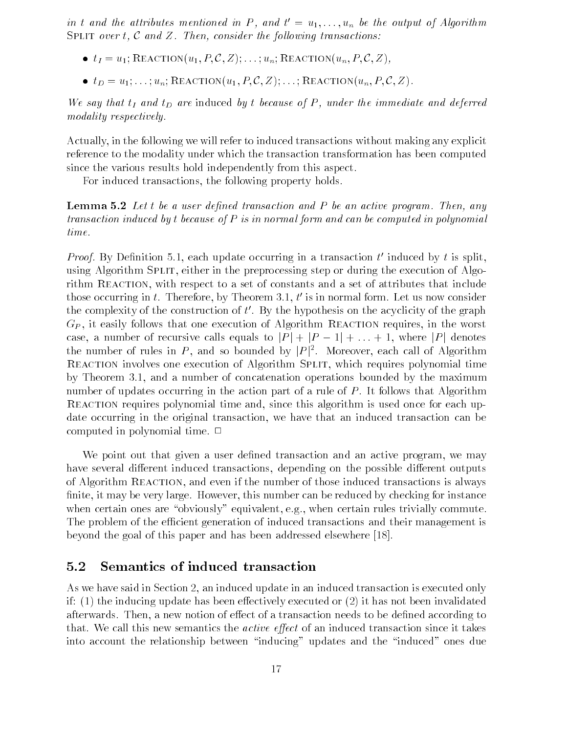*in $t$ and the attributes mentioned in $P$, and $t' = u_1, \ldots, u_n$ be the output of Algorithm* Split *over $t$, $\mathcal{C}$ and $Z$. Then, consider the following transactions:*

- $t_I = u_1; \text{Reaction}(u_1, P, \mathcal{C}, Z); \ldots; u_n; \text{Reaction}(u_n, P, \mathcal{C}, Z)$,
- $t_D = u_1; \ldots; u_n; \text{Reaction}(u_1, P, \mathcal{C}, Z); \ldots; \text{Reaction}(u_n, P, \mathcal{C}, Z)$.

*We say that $t_I$ and $t_D$ are* induced *by $t$ because of $P$, under the immediate and deferred modality respectively.*

Actually, in the following we will refer to induced transactions without making any explicit reference to the modality under which the transaction transformation has been computed since the various results hold independently from this aspect.

For induced transactions, the following property holds.

**Lemma 5.2** *Let $t$ be a user defined transaction and $P$ be an active program. Then, any transaction induced by $t$ because of $P$ is in normal form and can be computed in polynomial time.*

*Proof.* By Definition 5.1, each update occurring in a transaction $t'$ induced by $t$ is split, using Algorithm Split, either in the preprocessing step or during the execution of Algorithm Reaction, with respect to a set of constants and a set of attributes that include those occurring in $t$. Therefore, by Theorem 3.1, $t'$ is in normal form. Let us now consider the complexity of the construction of $t'$. By the hypothesis on the acyclicity of the graph $G_P$, it easily follows that one execution of Algorithm Reaction requires, in the worst case, a number of recursive calls equals to $|P| + |P - 1| + \ldots + 1$, where $|P|$ denotes the number of rules in $P$, and so bounded by $|P|^2$. Moreover, each call of Algorithm Reaction involves one execution of Algorithm Split, which requires polynomial time by Theorem 3.1, and a number of concatenation operations bounded by the maximum number of updates occurring in the action part of a rule of $P$. It follows that Algorithm Reaction requires polynomial time and, since this algorithm is used once for each update occurring in the original transaction, we have that an induced transaction can be computed in polynomial time. □

We point out that given a user defined transaction and an active program, we may have several different induced transactions, depending on the possible different outputs of Algorithm Reaction, and even if the number of those induced transactions is always finite, it may be very large. However, this number can be reduced by checking for instance when certain ones are "obviously" equivalent, e.g., when certain rules trivially commute. The problem of the efficient generation of induced transactions and their management is beyond the goal of this paper and has been addressed elsewhere [18].

## 5.2 Semantics of induced transaction

As we have said in Section 2, an induced update in an induced transaction is executed only if: (1) the inducing update has been effectively executed or (2) it has not been invalidated afterwards. Then, a new notion of effect of a transaction needs to be defined according to that. We call this new semantics the *active effect* of an induced transaction since it takes into account the relationship between "inducing" updates and the "induced" ones due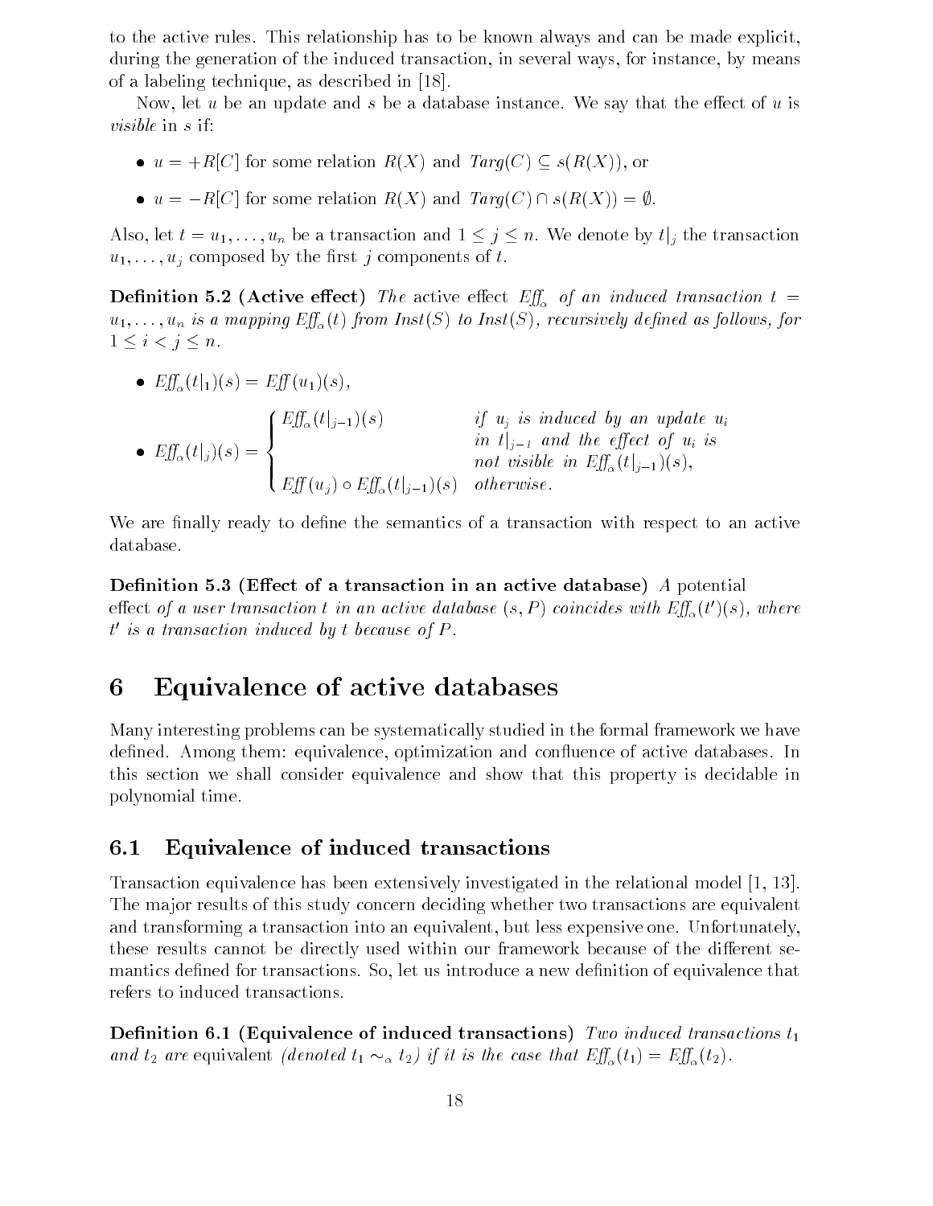to the active rules. This relationship has to be known always and can be made explicit, during the generation of the induced transaction, in several ways, for instance, by means of a labeling technique, as described in [18].

Now, let $u$ be an update and $s$ be a database instance. We say that the effect of $u$ is *visible* in $s$ if:

- $u = +R[C]$ for some relation $R(X)$ and $\mathit{Targ}(C) \subseteq s(R(X))$, or
- $u = -R[C]$ for some relation $R(X)$ and $\mathit{Targ}(C) \cap s(R(X)) = \emptyset$.

Also, let $t = u_1, \ldots, u_n$ be a transaction and $1 \leq j \leq n$. We denote by $t|_j$ the transaction $u_1, \ldots, u_j$ composed by the first $j$ components of $t$.

**Definition 5.2 (Active effect)** *The* active effect $\mathit{Eff}_\alpha$ *of an induced transaction* $t = u_1, \ldots, u_n$ *is a mapping* $\mathit{Eff}_\alpha(t)$ *from* $\mathit{Inst}(S)$ *to* $\mathit{Inst}(S)$*, recursively defined as follows, for* $1 \leq i < j \leq n$.

- $\mathit{Eff}_\alpha(t|_1)(s) = \mathit{Eff}(u_1)(s)$,
- $$\mathit{Eff}_\alpha(t|_j)(s) = \begin{cases} \mathit{Eff}_\alpha(t|_{j-1})(s) & \text{if } u_j \text{ is induced by an update } u_i \text{ in } t|_{j-1} \text{ and the effect of } u_i \text{ is not visible in } \mathit{Eff}_\alpha(t|_{j-1})(s), \\ \mathit{Eff}(u_j) \circ \mathit{Eff}_\alpha(t|_{j-1})(s) & \text{otherwise.} \end{cases}$$

We are finally ready to define the semantics of a transaction with respect to an active database.

**Definition 5.3 (Effect of a transaction in an active database)** *A* potential effect *of a user transaction* $t$ *in an active database* $(s, P)$ *coincides with* $\mathit{Eff}_\alpha(t')(s)$*, where* $t'$ *is a transaction induced by* $t$ *because of* $P$.

# 6 Equivalence of active databases

Many interesting problems can be systematically studied in the formal framework we have defined. Among them: equivalence, optimization and confluence of active databases. In this section we shall consider equivalence and show that this property is decidable in polynomial time.

## 6.1 Equivalence of induced transactions

Transaction equivalence has been extensively investigated in the relational model [1, 13]. The major results of this study concern deciding whether two transactions are equivalent and transforming a transaction into an equivalent, but less expensive one. Unfortunately, these results cannot be directly used within our framework because of the different semantics defined for transactions. So, let us introduce a new definition of equivalence that refers to induced transactions.

**Definition 6.1 (Equivalence of induced transactions)** *Two induced transactions* $t_1$ *and* $t_2$ *are* equivalent *(denoted* $t_1 \sim_\alpha t_2$*) if it is the case that* $\mathit{Eff}_\alpha(t_1) = \mathit{Eff}_\alpha(t_2)$.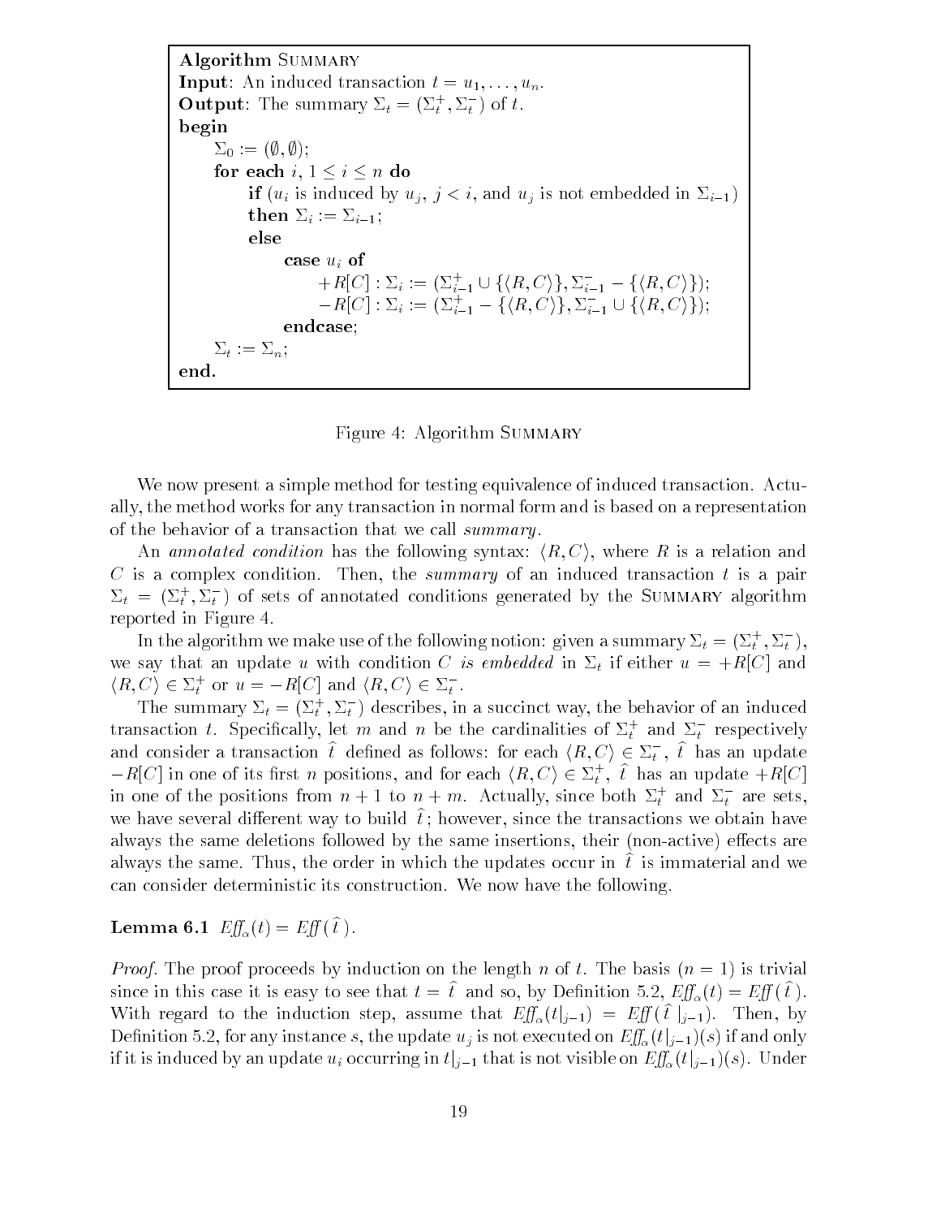```
Algorithm SUMMARY
Input: An induced transaction t = u_1, ..., u_n.
Output: The summary Σ_t = (Σ_t^+, Σ_t^-) of t.
begin
    Σ_0 := (∅, ∅);
    for each i, 1 ≤ i ≤ n do
        if (u_i is induced by u_j, j < i, and u_j is not embedded in Σ_{i-1})
        then Σ_i := Σ_{i-1};
        else
            case u_i of
                +R[C] : Σ_i := (Σ_{i-1}^+ ∪ {⟨R, C⟩}, Σ_{i-1}^- − {⟨R, C⟩});
                −R[C] : Σ_i := (Σ_{i-1}^+ − {⟨R, C⟩}, Σ_{i-1}^- ∪ {⟨R, C⟩});
            endcase;
    Σ_t := Σ_n;
end.
```

Figure 4: Algorithm SUMMARY

We now present a simple method for testing equivalence of induced transaction. Actually, the method works for any transaction in normal form and is based on a representation of the behavior of a transaction that we call *summary*.

An *annotated condition* has the following syntax: $\langle R, C\rangle$, where $R$ is a relation and $C$ is a complex condition. Then, the *summary* of an induced transaction $t$ is a pair $\Sigma_t = (\Sigma_t^+, \Sigma_t^-)$ of sets of annotated conditions generated by the SUMMARY algorithm reported in Figure 4.

In the algorithm we make use of the following notion: given a summary $\Sigma_t = (\Sigma_t^+, \Sigma_t^-)$, we say that an update $u$ with condition $C$ *is embedded* in $\Sigma_t$ if either $u = +R[C]$ and $\langle R, C\rangle \in \Sigma_t^+$ or $u = -R[C]$ and $\langle R, C\rangle \in \Sigma_t^-$.

The summary $\Sigma_t = (\Sigma_t^+, \Sigma_t^-)$ describes, in a succinct way, the behavior of an induced transaction $t$. Specifically, let $m$ and $n$ be the cardinalities of $\Sigma_t^+$ and $\Sigma_t^-$ respectively and consider a transaction $\hat{t}$ defined as follows: for each $\langle R, C\rangle \in \Sigma_t^-$, $\hat{t}$ has an update $-R[C]$ in one of its first $n$ positions, and for each $\langle R, C\rangle \in \Sigma_t^+$, $\hat{t}$ has an update $+R[C]$ in one of the positions from $n+1$ to $n+m$. Actually, since both $\Sigma_t^+$ and $\Sigma_t^-$ are sets, we have several different way to build $\hat{t}$; however, since the transactions we obtain have always the same deletions followed by the same insertions, their (non-active) effects are always the same. Thus, the order in which the updates occur in $\hat{t}$ is immaterial and we can consider deterministic its construction. We now have the following.

**Lemma 6.1** $\mathit{Eff}_\alpha(t) = \mathit{Eff}(\hat{t})$.

*Proof.* The proof proceeds by induction on the length $n$ of $t$. The basis ($n = 1$) is trivial since in this case it is easy to see that $t = \hat{t}$ and so, by Definition 5.2, $\mathit{Eff}_\alpha(t) = \mathit{Eff}(\hat{t})$. With regard to the induction step, assume that $\mathit{Eff}_\alpha(t|_{j-1}) = \mathit{Eff}(\hat{t}\,|_{j-1})$. Then, by Definition 5.2, for any instance $s$, the update $u_j$ is not executed on $\mathit{Eff}_\alpha(t|_{j-1})(s)$ if and only if it is induced by an update $u_i$ occurring in $t|_{j-1}$ that is not visible on $\mathit{Eff}_\alpha(t|_{j-1})(s)$. Under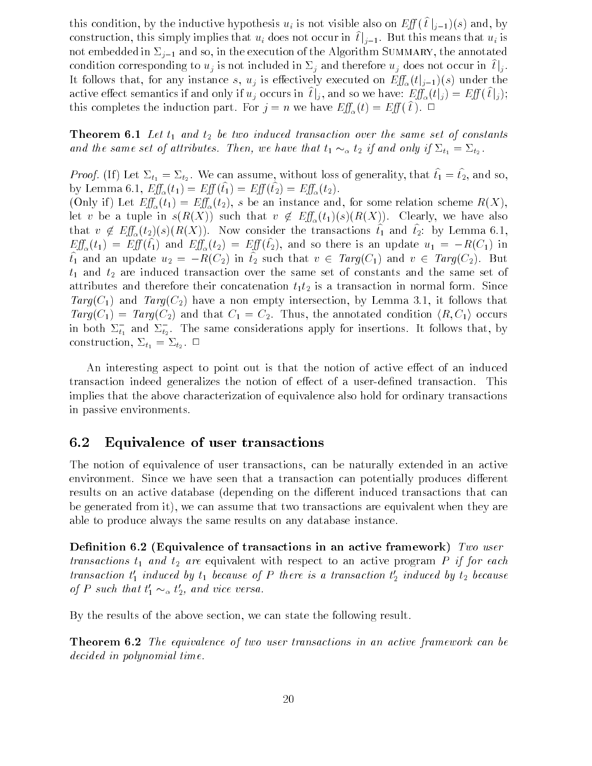this condition, by the inductive hypothesis $u_i$ is not visible also on $Eff(\hat{t}\,|_{j-1})(s)$ and, by construction, this simply implies that $u_i$ does not occur in $\hat{t}\,|_{j-1}$. But this means that $u_i$ is not embedded in $\Sigma_{j-1}$ and so, in the execution of the Algorithm SUMMARY, the annotated condition corresponding to $u_j$ is not included in $\Sigma_j$ and therefore $u_j$ does not occur in $\hat{t}\,|_j$. It follows that, for any instance $s$, $u_j$ is effectively executed on $Eff_\alpha(t|_{j-1})(s)$ under the active effect semantics if and only if $u_j$ occurs in $\hat{t}\,|_j$, and so we have: $Eff_\alpha(t|_j) = Eff(\hat{t}\,|_j)$; this completes the induction part. For $j = n$ we have $Eff_\alpha(t) = Eff(\hat{t}\,)$. □

**Theorem 6.1** *Let $t_1$ and $t_2$ be two induced transaction over the same set of constants and the same set of attributes. Then, we have that $t_1 \sim_\alpha t_2$ if and only if $\Sigma_{t_1} = \Sigma_{t_2}$.*

*Proof.* (If) Let $\Sigma_{t_1} = \Sigma_{t_2}$. We can assume, without loss of generality, that $\hat{t_1} = \hat{t_2}$, and so, by Lemma 6.1, $Eff_\alpha(t_1) = Eff(\hat{t_1}) = Eff(\hat{t_2}) = Eff_\alpha(t_2)$.
(Only if) Let $Eff_\alpha(t_1) = Eff_\alpha(t_2)$, $s$ be an instance and, for some relation scheme $R(X)$, let $v$ be a tuple in $s(R(X))$ such that $v \notin Eff_\alpha(t_1)(s)(R(X))$. Clearly, we have also that $v \notin Eff_\alpha(t_2)(s)(R(X))$. Now consider the transactions $\hat{t_1}$ and $\hat{t_2}$: by Lemma 6.1, $Eff_\alpha(t_1) = Eff(\hat{t_1})$ and $Eff_\alpha(t_2) = Eff(\hat{t_2})$, and so there is an update $u_1 = -R(C_1)$ in $\hat{t_1}$ and an update $u_2 = -R(C_2)$ in $\hat{t_2}$ such that $v \in Targ(C_1)$ and $v \in Targ(C_2)$. But $t_1$ and $t_2$ are induced transaction over the same set of constants and the same set of attributes and therefore their concatenation $t_1t_2$ is a transaction in normal form. Since $Targ(C_1)$ and $Targ(C_2)$ have a non empty intersection, by Lemma 3.1, it follows that $Targ(C_1) = Targ(C_2)$ and that $C_1 = C_2$. Thus, the annotated condition $\langle R, C_1\rangle$ occurs in both $\Sigma^-_{t_1}$ and $\Sigma^-_{t_2}$. The same considerations apply for insertions. It follows that, by construction, $\Sigma_{t_1} = \Sigma_{t_2}$. □

An interesting aspect to point out is that the notion of active effect of an induced transaction indeed generalizes the notion of effect of a user-defined transaction. This implies that the above characterization of equivalence also hold for ordinary transactions in passive environments.

## 6.2 Equivalence of user transactions

The notion of equivalence of user transactions, can be naturally extended in an active environment. Since we have seen that a transaction can potentially produces different results on an active database (depending on the different induced transactions that can be generated from it), we can assume that two transactions are equivalent when they are able to produce always the same results on any database instance.

**Definition 6.2 (Equivalence of transactions in an active framework)** *Two user transactions $t_1$ and $t_2$ are* equivalent *with respect to an active program $P$ if for each transaction $t'_1$ induced by $t_1$ because of $P$ there is a transaction $t'_2$ induced by $t_2$ because of $P$ such that $t'_1 \sim_\alpha t'_2$, and vice versa.*

By the results of the above section, we can state the following result.

**Theorem 6.2** *The equivalence of two user transactions in an active framework can be decided in polynomial time.*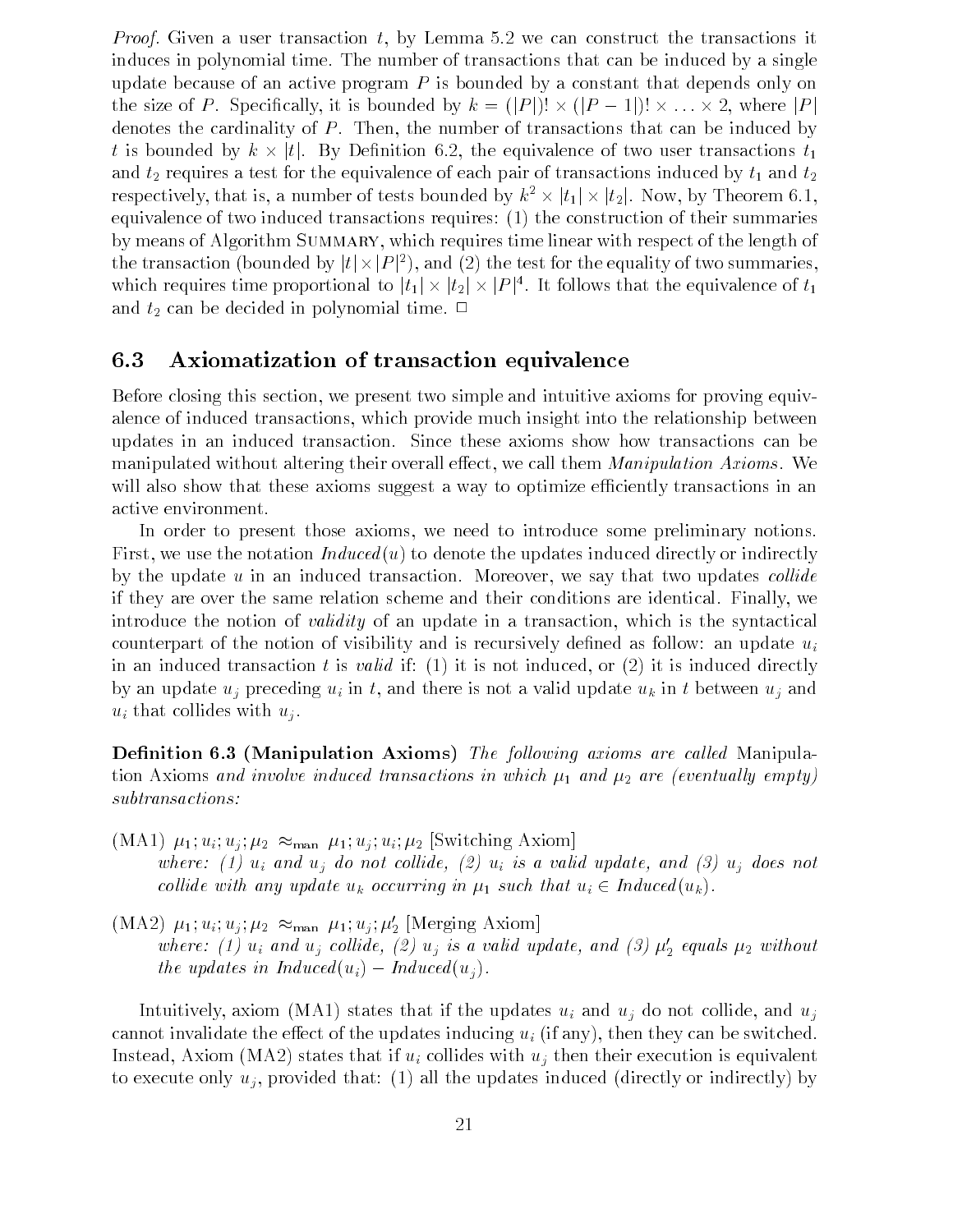*Proof.* Given a user transaction $t$, by Lemma 5.2 we can construct the transactions it induces in polynomial time. The number of transactions that can be induced by a single update because of an active program $P$ is bounded by a constant that depends only on the size of $P$. Specifically, it is bounded by $k = (|P|)! \times (|P-1|)! \times \ldots \times 2$, where $|P|$ denotes the cardinality of $P$. Then, the number of transactions that can be induced by $t$ is bounded by $k \times |t|$. By Definition 6.2, the equivalence of two user transactions $t_1$ and $t_2$ requires a test for the equivalence of each pair of transactions induced by $t_1$ and $t_2$ respectively, that is, a number of tests bounded by $k^2 \times |t_1| \times |t_2|$. Now, by Theorem 6.1, equivalence of two induced transactions requires: (1) the construction of their summaries by means of Algorithm Summary, which requires time linear with respect of the length of the transaction (bounded by $|t| \times |P|^2$), and (2) the test for the equality of two summaries, which requires time proportional to $|t_1| \times |t_2| \times |P|^4$. It follows that the equivalence of $t_1$ and $t_2$ can be decided in polynomial time. □

## 6.3 Axiomatization of transaction equivalence

Before closing this section, we present two simple and intuitive axioms for proving equivalence of induced transactions, which provide much insight into the relationship between updates in an induced transaction. Since these axioms show how transactions can be manipulated without altering their overall effect, we call them *Manipulation Axioms*. We will also show that these axioms suggest a way to optimize efficiently transactions in an active environment.

In order to present those axioms, we need to introduce some preliminary notions. First, we use the notation *Induced*$(u)$ to denote the updates induced directly or indirectly by the update $u$ in an induced transaction. Moreover, we say that two updates *collide* if they are over the same relation scheme and their conditions are identical. Finally, we introduce the notion of *validity* of an update in a transaction, which is the syntactical counterpart of the notion of visibility and is recursively defined as follow: an update $u_i$ in an induced transaction $t$ is *valid* if: (1) it is not induced, or (2) it is induced directly by an update $u_j$ preceding $u_i$ in $t$, and there is not a valid update $u_k$ in $t$ between $u_j$ and $u_i$ that collides with $u_j$.

**Definition 6.3 (Manipulation Axioms)** *The following axioms are called* Manipulation Axioms *and involve induced transactions in which $\mu_1$ and $\mu_2$ are (eventually empty) subtransactions:*

(MA1) $\mu_1; u_i; u_j; \mu_2 \approx_{\text{man}} \mu_1; u_j; u_i; \mu_2$ [Switching Axiom]
*where: (1) $u_i$ and $u_j$ do not collide, (2) $u_i$ is a valid update, and (3) $u_j$ does not collide with any update $u_k$ occurring in $\mu_1$ such that $u_i \in$ Induced$(u_k)$.*

(MA2) $\mu_1; u_i; u_j; \mu_2 \approx_{\text{man}} \mu_1; u_j; \mu_2'$ [Merging Axiom]
*where: (1) $u_i$ and $u_j$ collide, (2) $u_j$ is a valid update, and (3) $\mu_2'$ equals $\mu_2$ without the updates in Induced$(u_i)$ − Induced$(u_j)$.*

Intuitively, axiom (MA1) states that if the updates $u_i$ and $u_j$ do not collide, and $u_j$ cannot invalidate the effect of the updates inducing $u_i$ (if any), then they can be switched. Instead, Axiom (MA2) states that if $u_i$ collides with $u_j$ then their execution is equivalent to execute only $u_j$, provided that: (1) all the updates induced (directly or indirectly) by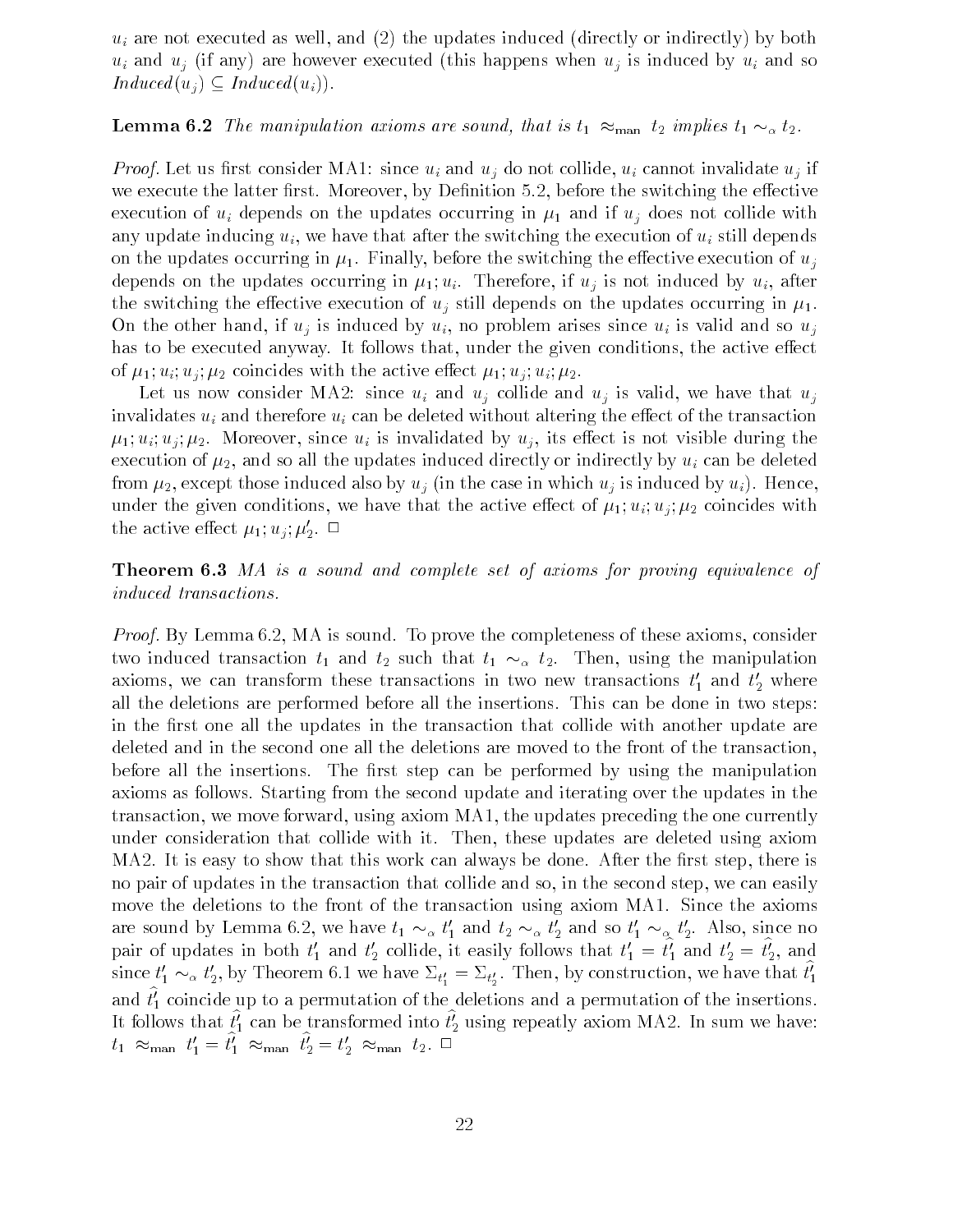$u_i$ are not executed as well, and (2) the updates induced (directly or indirectly) by both $u_i$ and $u_j$ (if any) are however executed (this happens when $u_j$ is induced by $u_i$ and so $\mathit{Induced}(u_j) \subseteq \mathit{Induced}(u_i)$).

**Lemma 6.2** *The manipulation axioms are sound, that is $t_1 \approx_{\mathrm{man}} t_2$ implies $t_1 \sim_\alpha t_2$.*

*Proof.* Let us first consider MA1: since $u_i$ and $u_j$ do not collide, $u_i$ cannot invalidate $u_j$ if we execute the latter first. Moreover, by Definition 5.2, before the switching the effective execution of $u_i$ depends on the updates occurring in $\mu_1$ and if $u_j$ does not collide with any update inducing $u_i$, we have that after the switching the execution of $u_i$ still depends on the updates occurring in $\mu_1$. Finally, before the switching the effective execution of $u_j$ depends on the updates occurring in $\mu_1; u_i$. Therefore, if $u_j$ is not induced by $u_i$, after the switching the effective execution of $u_j$ still depends on the updates occurring in $\mu_1$. On the other hand, if $u_j$ is induced by $u_i$, no problem arises since $u_i$ is valid and so $u_j$ has to be executed anyway. It follows that, under the given conditions, the active effect of $\mu_1; u_i; u_j; \mu_2$ coincides with the active effect $\mu_1; u_j; u_i; \mu_2$.

Let us now consider MA2: since $u_i$ and $u_j$ collide and $u_j$ is valid, we have that $u_j$ invalidates $u_i$ and therefore $u_i$ can be deleted without altering the effect of the transaction $\mu_1; u_i; u_j; \mu_2$. Moreover, since $u_i$ is invalidated by $u_j$, its effect is not visible during the execution of $\mu_2$, and so all the updates induced directly or indirectly by $u_i$ can be deleted from $\mu_2$, except those induced also by $u_j$ (in the case in which $u_j$ is induced by $u_i$). Hence, under the given conditions, we have that the active effect of $\mu_1; u_i; u_j; \mu_2$ coincides with the active effect $\mu_1; u_j; \mu_2'$. $\Box$

**Theorem 6.3** *MA is a sound and complete set of axioms for proving equivalence of induced transactions.*

*Proof.* By Lemma 6.2, MA is sound. To prove the completeness of these axioms, consider two induced transaction $t_1$ and $t_2$ such that $t_1 \sim_\alpha t_2$. Then, using the manipulation axioms, we can transform these transactions in two new transactions $t_1'$ and $t_2'$ where all the deletions are performed before all the insertions. This can be done in two steps: in the first one all the updates in the transaction that collide with another update are deleted and in the second one all the deletions are moved to the front of the transaction, before all the insertions. The first step can be performed by using the manipulation axioms as follows. Starting from the second update and iterating over the updates in the transaction, we move forward, using axiom MA1, the updates preceding the one currently under consideration that collide with it. Then, these updates are deleted using axiom MA2. It is easy to show that this work can always be done. After the first step, there is no pair of updates in the transaction that collide and so, in the second step, we can easily move the deletions to the front of the transaction using axiom MA1. Since the axioms are sound by Lemma 6.2, we have $t_1 \sim_\alpha t_1'$ and $t_2 \sim_\alpha t_2'$ and so $t_1' \sim_\alpha t_2'$. Also, since no pair of updates in both $t_1'$ and $t_2'$ collide, it easily follows that $t_1' = \widehat{t_1'}$ and $t_2' = \widehat{t_2'}$, and since $t_1' \sim_\alpha t_2'$, by Theorem 6.1 we have $\Sigma_{t_1'} = \Sigma_{t_2'}$. Then, by construction, we have that $\widehat{t_1'}$ and $\widehat{t_1'}$ coincide up to a permutation of the deletions and a permutation of the insertions. It follows that $\widehat{t_1'}$ can be transformed into $\widehat{t_2'}$ using repeatly axiom MA2. In sum we have: $t_1 \approx_{\mathrm{man}} t_1' = \widehat{t_1'} \approx_{\mathrm{man}} \widehat{t_2'} = t_2' \approx_{\mathrm{man}} t_2$. $\Box$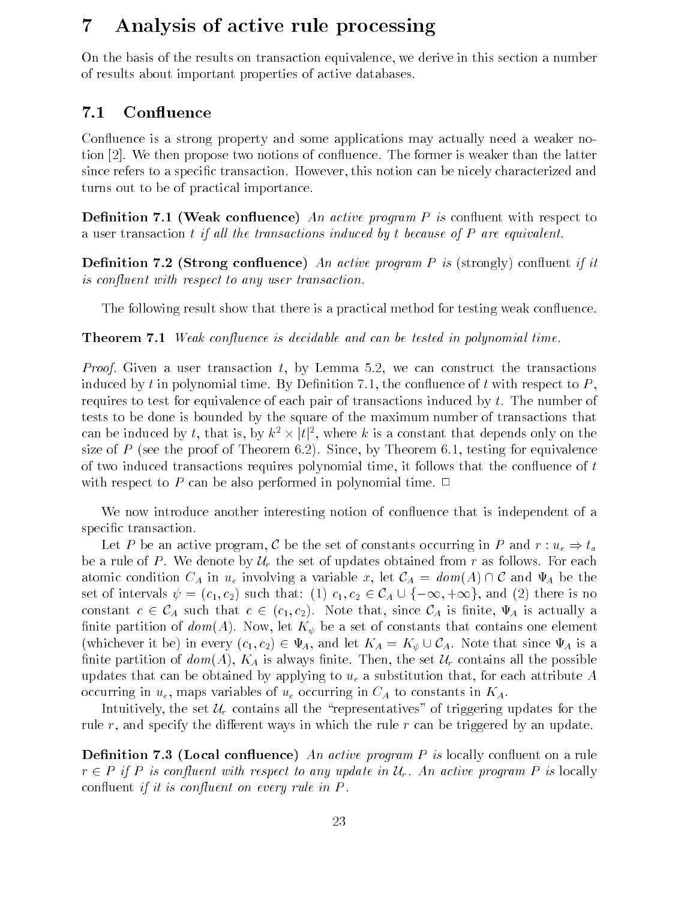# 7 Analysis of active rule processing

On the basis of the results on transaction equivalence, we derive in this section a number of results about important properties of active databases.

## 7.1 Confluence

Confluence is a strong property and some applications may actually need a weaker notion [2]. We then propose two notions of confluence. The former is weaker than the latter since refers to a specific transaction. However, this notion can be nicely characterized and turns out to be of practical importance.

**Definition 7.1 (Weak confluence)** *An active program $P$ is* confluent with respect to a user transaction *$t$ if all the transactions induced by $t$ because of $P$ are equivalent.*

**Definition 7.2 (Strong confluence)** *An active program $P$ is* (strongly) confluent *if it is confluent with respect to any user transaction.*

The following result show that there is a practical method for testing weak confluence.

**Theorem 7.1** *Weak confluence is decidable and can be tested in polynomial time.*

*Proof.* Given a user transaction $t$, by Lemma 5.2, we can construct the transactions induced by $t$ in polynomial time. By Definition 7.1, the confluence of $t$ with respect to $P$, requires to test for equivalence of each pair of transactions induced by $t$. The number of tests to be done is bounded by the square of the maximum number of transactions that can be induced by $t$, that is, by $k^2 \times |t|^2$, where $k$ is a constant that depends only on the size of $P$ (see the proof of Theorem 6.2). Since, by Theorem 6.1, testing for equivalence of two induced transactions requires polynomial time, it follows that the confluence of $t$ with respect to $P$ can be also performed in polynomial time. $\Box$

We now introduce another interesting notion of confluence that is independent of a specific transaction.

Let $P$ be an active program, $\mathcal{C}$ be the set of constants occurring in $P$ and $r : u_e \Rightarrow t_a$ be a rule of $P$. We denote by $\mathcal{U}_r$ the set of updates obtained from $r$ as follows. For each atomic condition $C_A$ in $u_e$ involving a variable $x$, let $\mathcal{C}_A = dom(A) \cap \mathcal{C}$ and $\Psi_A$ be the set of intervals $\psi = (c_1, c_2)$ such that: (1) $c_1, c_2 \in \mathcal{C}_A \cup \{-\infty, +\infty\}$, and (2) there is no constant $c \in \mathcal{C}_A$ such that $c \in (c_1, c_2)$. Note that, since $\mathcal{C}_A$ is finite, $\Psi_A$ is actually a finite partition of $dom(A)$. Now, let $K_\psi$ be a set of constants that contains one element (whichever it be) in every $(c_1, c_2) \in \Psi_A$, and let $K_A = K_\psi \cup \mathcal{C}_A$. Note that since $\Psi_A$ is a finite partition of $dom(A)$, $K_A$ is always finite. Then, the set $\mathcal{U}_r$ contains all the possible updates that can be obtained by applying to $u_e$ a substitution that, for each attribute $A$ occurring in $u_e$, maps variables of $u_e$ occurring in $C_A$ to constants in $K_A$.

Intuitively, the set $\mathcal{U}_r$ contains all the "representatives" of triggering updates for the rule $r$, and specify the different ways in which the rule $r$ can be triggered by an update.

**Definition 7.3 (Local confluence)** *An active program $P$ is* locally confluent on a rule *$r \in P$ if $P$ is confluent with respect to any update in $\mathcal{U}_r$. An active program $P$ is* locally confluent *if it is confluent on every rule in $P$.*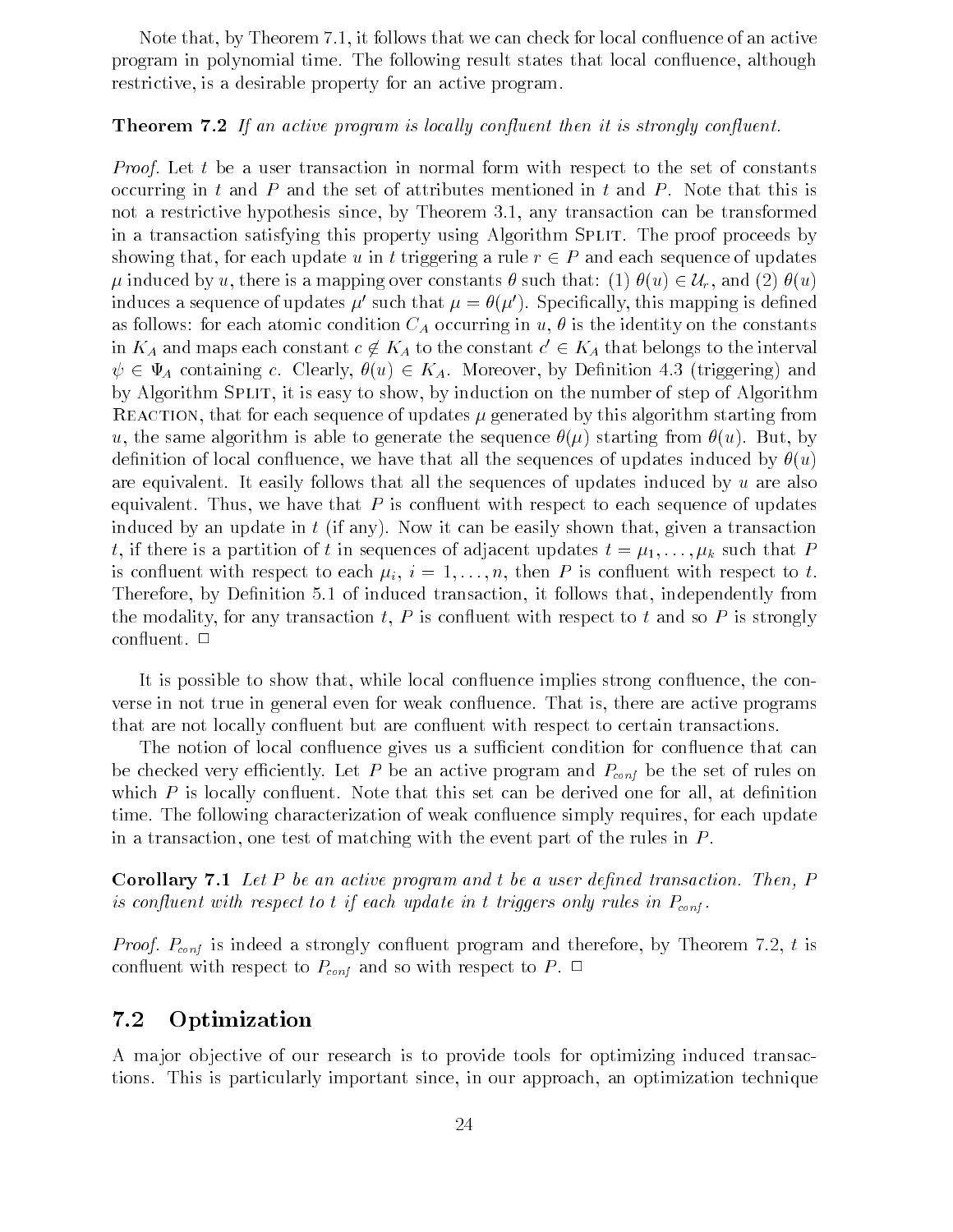Note that, by Theorem 7.1, it follows that we can check for local confluence of an active program in polynomial time. The following result states that local confluence, although restrictive, is a desirable property for an active program.

**Theorem 7.2** *If an active program is locally confluent then it is strongly confluent.*

*Proof.* Let $t$ be a user transaction in normal form with respect to the set of constants occurring in $t$ and $P$ and the set of attributes mentioned in $t$ and $P$. Note that this is not a restrictive hypothesis since, by Theorem 3.1, any transaction can be transformed in a transaction satisfying this property using Algorithm Split. The proof proceeds by showing that, for each update $u$ in $t$ triggering a rule $r \in P$ and each sequence of updates $\mu$ induced by $u$, there is a mapping over constants $\theta$ such that: (1) $\theta(u) \in \mathcal{U}_r$, and (2) $\theta(u)$ induces a sequence of updates $\mu'$ such that $\mu = \theta(\mu')$. Specifically, this mapping is defined as follows: for each atomic condition $C_A$ occurring in $u$, $\theta$ is the identity on the constants in $K_A$ and maps each constant $c \notin K_A$ to the constant $c' \in K_A$ that belongs to the interval $\psi \in \Psi_A$ containing $c$. Clearly, $\theta(u) \in K_A$. Moreover, by Definition 4.3 (triggering) and by Algorithm Split, it is easy to show, by induction on the number of step of Algorithm Reaction, that for each sequence of updates $\mu$ generated by this algorithm starting from $u$, the same algorithm is able to generate the sequence $\theta(\mu)$ starting from $\theta(u)$. But, by definition of local confluence, we have that all the sequences of updates induced by $\theta(u)$ are equivalent. It easily follows that all the sequences of updates induced by $u$ are also equivalent. Thus, we have that $P$ is confluent with respect to each sequence of updates induced by an update in $t$ (if any). Now it can be easily shown that, given a transaction $t$, if there is a partition of $t$ in sequences of adjacent updates $t = \mu_1, \ldots, \mu_k$ such that $P$ is confluent with respect to each $\mu_i$, $i = 1, \ldots, n$, then $P$ is confluent with respect to $t$. Therefore, by Definition 5.1 of induced transaction, it follows that, independently from the modality, for any transaction $t$, $P$ is confluent with respect to $t$ and so $P$ is strongly confluent. □

It is possible to show that, while local confluence implies strong confluence, the converse in not true in general even for weak confluence. That is, there are active programs that are not locally confluent but are confluent with respect to certain transactions.

The notion of local confluence gives us a sufficient condition for confluence that can be checked very efficiently. Let $P$ be an active program and $P_{conf}$ be the set of rules on which $P$ is locally confluent. Note that this set can be derived one for all, at definition time. The following characterization of weak confluence simply requires, for each update in a transaction, one test of matching with the event part of the rules in $P$.

**Corollary 7.1** *Let $P$ be an active program and $t$ be a user defined transaction. Then, $P$ is confluent with respect to $t$ if each update in $t$ triggers only rules in $P_{conf}$.*

*Proof.* $P_{conf}$ is indeed a strongly confluent program and therefore, by Theorem 7.2, $t$ is confluent with respect to $P_{conf}$ and so with respect to $P$. □

## 7.2 Optimization

A major objective of our research is to provide tools for optimizing induced transactions. This is particularly important since, in our approach, an optimization technique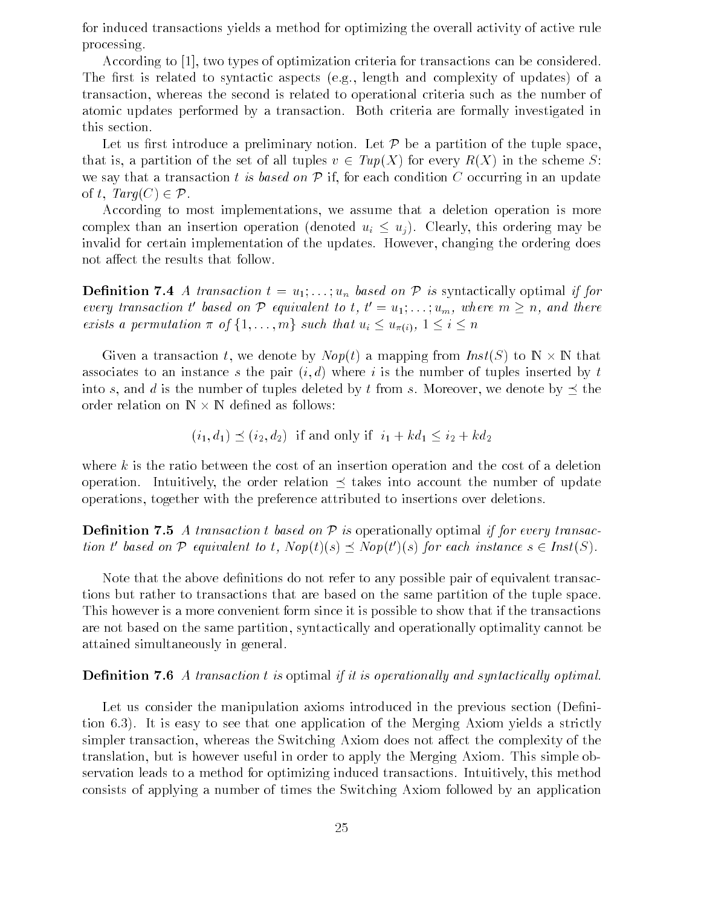for induced transactions yields a method for optimizing the overall activity of active rule processing.

According to [1], two types of optimization criteria for transactions can be considered. The first is related to syntactic aspects (e.g., length and complexity of updates) of a transaction, whereas the second is related to operational criteria such as the number of atomic updates performed by a transaction. Both criteria are formally investigated in this section.

Let us first introduce a preliminary notion. Let $\mathcal{P}$ be a partition of the tuple space, that is, a partition of the set of all tuples $v \in Tup(X)$ for every $R(X)$ in the scheme $S$: we say that a transaction $t$ *is based on* $\mathcal{P}$ if, for each condition $C$ occurring in an update of $t$, $Targ(C) \in \mathcal{P}$.

According to most implementations, we assume that a deletion operation is more complex than an insertion operation (denoted $u_i \leq u_j$). Clearly, this ordering may be invalid for certain implementation of the updates. However, changing the ordering does not affect the results that follow.

**Definition 7.4** *A transaction $t = u_1; \ldots; u_n$ based on $\mathcal{P}$ is* syntactically optimal *if for every transaction $t'$ based on $\mathcal{P}$ equivalent to $t$, $t' = u_1; \ldots; u_m$, where $m \geq n$, and there exists a permutation $\pi$ of $\{1, \ldots, m\}$ such that $u_i \leq u_{\pi(i)}$, $1 \leq i \leq n$*

Given a transaction $t$, we denote by $Nop(t)$ a mapping from $Inst(S)$ to $\mathbb{N} \times \mathbb{N}$ that associates to an instance $s$ the pair $(i, d)$ where $i$ is the number of tuples inserted by $t$ into $s$, and $d$ is the number of tuples deleted by $t$ from $s$. Moreover, we denote by $\preceq$ the order relation on $\mathbb{N} \times \mathbb{N}$ defined as follows:

$$(i_1, d_1) \preceq (i_2, d_2) \quad \text{if and only if} \quad i_1 + kd_1 \leq i_2 + kd_2$$

where $k$ is the ratio between the cost of an insertion operation and the cost of a deletion operation. Intuitively, the order relation $\preceq$ takes into account the number of update operations, together with the preference attributed to insertions over deletions.

**Definition 7.5** *A transaction $t$ based on $\mathcal{P}$ is* operationally optimal *if for every transaction $t'$ based on $\mathcal{P}$ equivalent to $t$, $Nop(t)(s) \preceq Nop(t')(s)$ for each instance $s \in Inst(S)$.*

Note that the above definitions do not refer to any possible pair of equivalent transactions but rather to transactions that are based on the same partition of the tuple space. This however is a more convenient form since it is possible to show that if the transactions are not based on the same partition, syntactically and operationally optimality cannot be attained simultaneously in general.

**Definition 7.6** *A transaction $t$ is* optimal *if it is operationally and syntactically optimal.*

Let us consider the manipulation axioms introduced in the previous section (Definition 6.3). It is easy to see that one application of the Merging Axiom yields a strictly simpler transaction, whereas the Switching Axiom does not affect the complexity of the translation, but is however useful in order to apply the Merging Axiom. This simple observation leads to a method for optimizing induced transactions. Intuitively, this method consists of applying a number of times the Switching Axiom followed by an application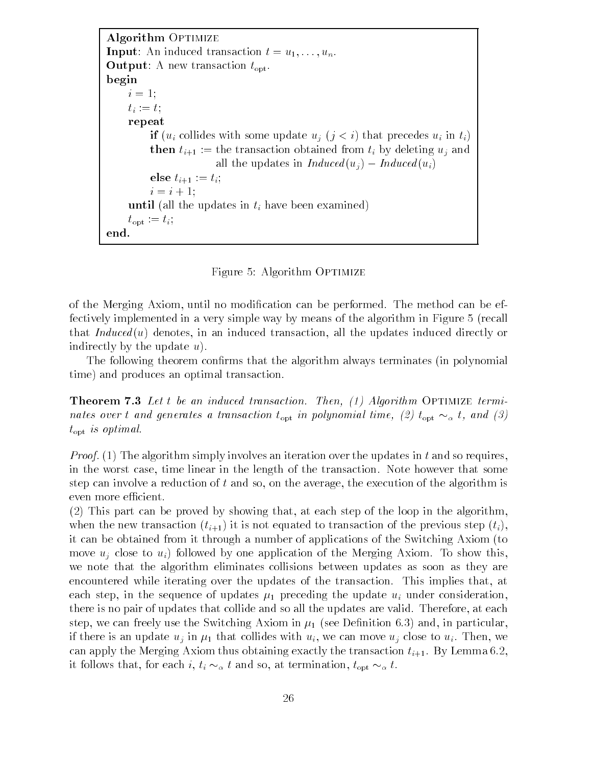```
Algorithm OPTIMIZE
Input: An induced transaction t = u_1, ..., u_n.
Output: A new transaction t_opt.
begin
    i = 1;
    t_i := t;
    repeat
        if (u_i collides with some update u_j (j < i) that precedes u_i in t_i)
        then t_{i+1} := the transaction obtained from t_i by deleting u_j and
                        all the updates in Induced(u_j) − Induced(u_i)
        else t_{i+1} := t_i;
        i = i + 1;
    until (all the updates in t_i have been examined)
    t_opt := t_i;
end.
```

Figure 5: Algorithm OPTIMIZE

of the Merging Axiom, until no modification can be performed. The method can be effectively implemented in a very simple way by means of the algorithm in Figure 5 (recall that *Induced*$(u)$ denotes, in an induced transaction, all the updates induced directly or indirectly by the update $u$).

The following theorem confirms that the algorithm always terminates (in polynomial time) and produces an optimal transaction.

**Theorem 7.3** *Let $t$ be an induced transaction. Then, (1) Algorithm* OPTIMIZE *terminates over $t$ and generates a transaction $t_{\mathrm{opt}}$ in polynomial time, (2) $t_{\mathrm{opt}} \sim_\alpha t$, and (3) $t_{\mathrm{opt}}$ is optimal.*

*Proof.* (1) The algorithm simply involves an iteration over the updates in $t$ and so requires, in the worst case, time linear in the length of the transaction. Note however that some step can involve a reduction of $t$ and so, on the average, the execution of the algorithm is even more efficient.

(2) This part can be proved by showing that, at each step of the loop in the algorithm, when the new transaction ($t_{i+1}$) it is not equated to transaction of the previous step ($t_i$), it can be obtained from it through a number of applications of the Switching Axiom (to move $u_j$ close to $u_i$) followed by one application of the Merging Axiom. To show this, we note that the algorithm eliminates collisions between updates as soon as they are encountered while iterating over the updates of the transaction. This implies that, at each step, in the sequence of updates $\mu_1$ preceding the update $u_i$ under consideration, there is no pair of updates that collide and so all the updates are valid. Therefore, at each step, we can freely use the Switching Axiom in $\mu_1$ (see Definition 6.3) and, in particular, if there is an update $u_j$ in $\mu_1$ that collides with $u_i$, we can move $u_j$ close to $u_i$. Then, we can apply the Merging Axiom thus obtaining exactly the transaction $t_{i+1}$. By Lemma 6.2, it follows that, for each $i$, $t_i \sim_\alpha t$ and so, at termination, $t_{\mathrm{opt}} \sim_\alpha t$.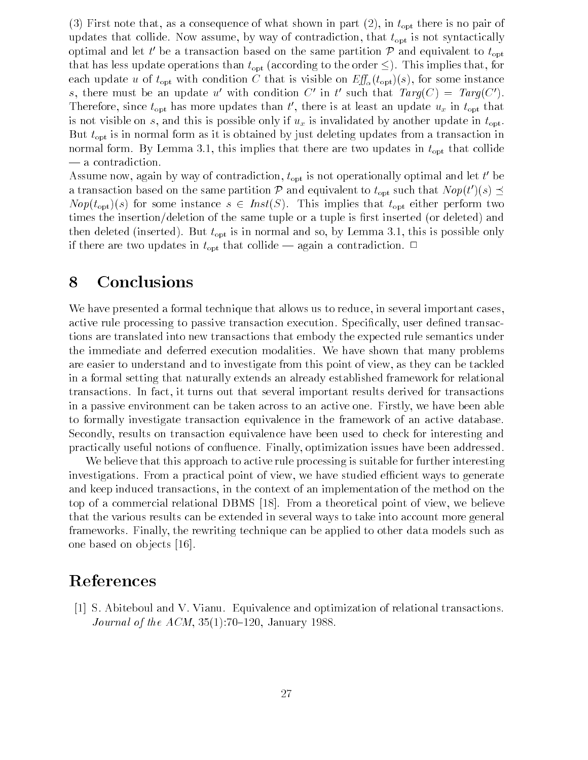(3) First note that, as a consequence of what shown in part (2), in $t_{\mathrm{opt}}$ there is no pair of updates that collide. Now assume, by way of contradiction, that $t_{\mathrm{opt}}$ is not syntactically optimal and let $t'$ be a transaction based on the same partition $\mathcal{P}$ and equivalent to $t_{\mathrm{opt}}$ that has less update operations than $t_{\mathrm{opt}}$ (according to the order $\leq$). This implies that, for each update $u$ of $t_{\mathrm{opt}}$ with condition $C$ that is visible on $\mathit{Eff}_{\alpha}(t_{\mathrm{opt}})(s)$, for some instance $s$, there must be an update $u'$ with condition $C'$ in $t'$ such that $\mathit{Targ}(C) = \mathit{Targ}(C')$. Therefore, since $t_{\mathrm{opt}}$ has more updates than $t'$, there is at least an update $u_x$ in $t_{\mathrm{opt}}$ that is not visible on $s$, and this is possible only if $u_x$ is invalidated by another update in $t_{\mathrm{opt}}$. But $t_{\mathrm{opt}}$ is in normal form as it is obtained by just deleting updates from a transaction in normal form. By Lemma 3.1, this implies that there are two updates in $t_{\mathrm{opt}}$ that collide — a contradiction.

Assume now, again by way of contradiction, $t_{\mathrm{opt}}$ is not operationally optimal and let $t'$ be a transaction based on the same partition $\mathcal{P}$ and equivalent to $t_{\mathrm{opt}}$ such that $\mathit{Nop}(t')(s) \preceq \mathit{Nop}(t_{\mathrm{opt}})(s)$ for some instance $s \in \mathit{Inst}(S)$. This implies that $t_{\mathrm{opt}}$ either perform two times the insertion/deletion of the same tuple or a tuple is first inserted (or deleted) and then deleted (inserted). But $t_{\mathrm{opt}}$ is in normal and so, by Lemma 3.1, this is possible only if there are two updates in $t_{\mathrm{opt}}$ that collide — again a contradiction. $\Box$

# 8 Conclusions

We have presented a formal technique that allows us to reduce, in several important cases, active rule processing to passive transaction execution. Specifically, user defined transactions are translated into new transactions that embody the expected rule semantics under the immediate and deferred execution modalities. We have shown that many problems are easier to understand and to investigate from this point of view, as they can be tackled in a formal setting that naturally extends an already established framework for relational transactions. In fact, it turns out that several important results derived for transactions in a passive environment can be taken across to an active one. Firstly, we have been able to formally investigate transaction equivalence in the framework of an active database. Secondly, results on transaction equivalence have been used to check for interesting and practically useful notions of confluence. Finally, optimization issues have been addressed.

We believe that this approach to active rule processing is suitable for further interesting investigations. From a practical point of view, we have studied efficient ways to generate and keep induced transactions, in the context of an implementation of the method on the top of a commercial relational DBMS [18]. From a theoretical point of view, we believe that the various results can be extended in several ways to take into account more general frameworks. Finally, the rewriting technique can be applied to other data models such as one based on objects [16].

# References

[1] S. Abiteboul and V. Vianu. Equivalence and optimization of relational transactions. *Journal of the ACM*, 35(1):70–120, January 1988.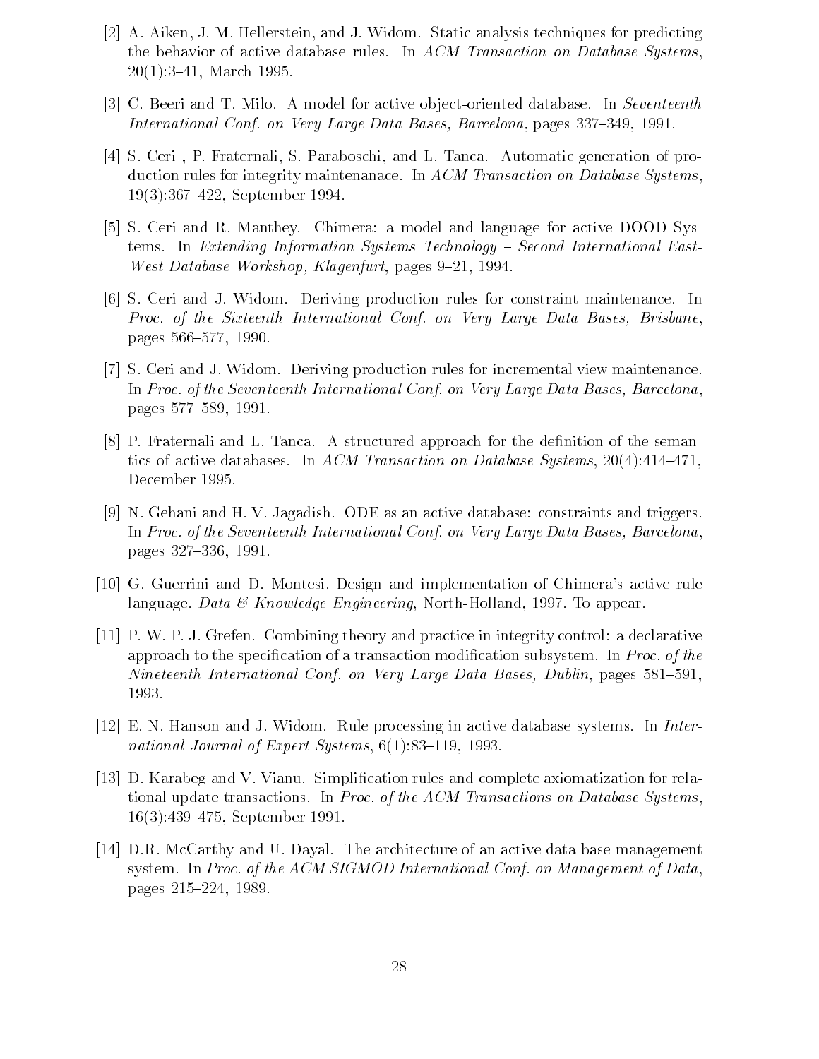[2] A. Aiken, J. M. Hellerstein, and J. Widom. Static analysis techniques for predicting the behavior of active database rules. In *ACM Transaction on Database Systems*, 20(1):3–41, March 1995.

[3] C. Beeri and T. Milo. A model for active object-oriented database. In *Seventeenth International Conf. on Very Large Data Bases, Barcelona*, pages 337–349, 1991.

[4] S. Ceri , P. Fraternali, S. Paraboschi, and L. Tanca. Automatic generation of production rules for integrity maintenanace. In *ACM Transaction on Database Systems*, 19(3):367–422, September 1994.

[5] S. Ceri and R. Manthey. Chimera: a model and language for active DOOD Systems. In *Extending Information Systems Technology – Second International East-West Database Workshop, Klagenfurt*, pages 9–21, 1994.

[6] S. Ceri and J. Widom. Deriving production rules for constraint maintenance. In *Proc. of the Sixteenth International Conf. on Very Large Data Bases, Brisbane*, pages 566–577, 1990.

[7] S. Ceri and J. Widom. Deriving production rules for incremental view maintenance. In *Proc. of the Seventeenth International Conf. on Very Large Data Bases, Barcelona*, pages 577–589, 1991.

[8] P. Fraternali and L. Tanca. A structured approach for the definition of the semantics of active databases. In *ACM Transaction on Database Systems*, 20(4):414–471, December 1995.

[9] N. Gehani and H. V. Jagadish. ODE as an active database: constraints and triggers. In *Proc. of the Seventeenth International Conf. on Very Large Data Bases, Barcelona*, pages 327–336, 1991.

[10] G. Guerrini and D. Montesi. Design and implementation of Chimera's active rule language. *Data & Knowledge Engineering*, North-Holland, 1997. To appear.

[11] P. W. P. J. Grefen. Combining theory and practice in integrity control: a declarative approach to the specification of a transaction modification subsystem. In *Proc. of the Nineteenth International Conf. on Very Large Data Bases, Dublin*, pages 581–591, 1993.

[12] E. N. Hanson and J. Widom. Rule processing in active database systems. In *International Journal of Expert Systems*, 6(1):83–119, 1993.

[13] D. Karabeg and V. Vianu. Simplification rules and complete axiomatization for relational update transactions. In *Proc. of the ACM Transactions on Database Systems*, 16(3):439–475, September 1991.

[14] D.R. McCarthy and U. Dayal. The architecture of an active data base management system. In *Proc. of the ACM SIGMOD International Conf. on Management of Data*, pages 215–224, 1989.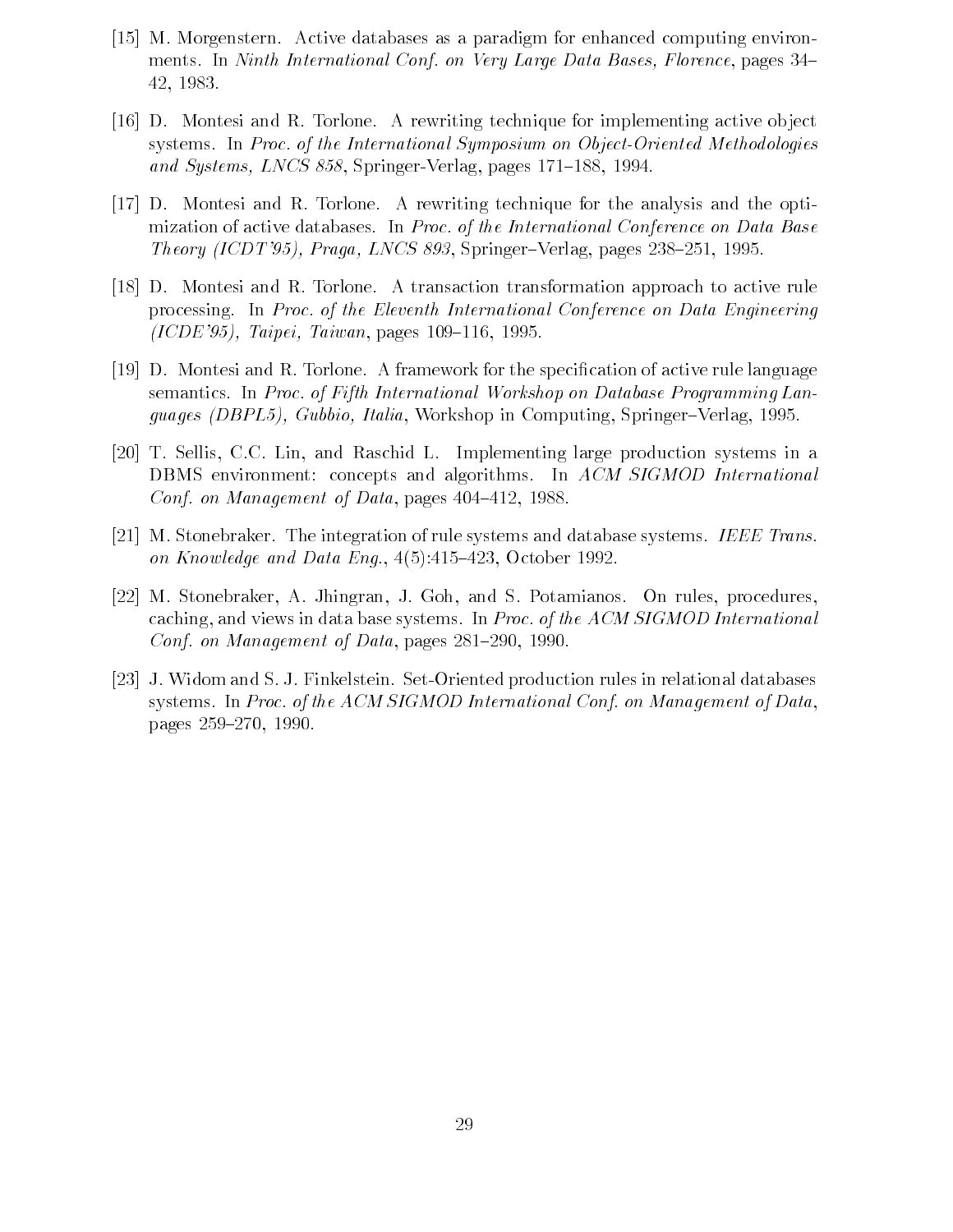[15] M. Morgenstern. Active databases as a paradigm for enhanced computing environments. In *Ninth International Conf. on Very Large Data Bases, Florence*, pages 34–42, 1983.

[16] D. Montesi and R. Torlone. A rewriting technique for implementing active object systems. In *Proc. of the International Symposium on Object-Oriented Methodologies and Systems, LNCS 858*, Springer-Verlag, pages 171–188, 1994.

[17] D. Montesi and R. Torlone. A rewriting technique for the analysis and the optimization of active databases. In *Proc. of the International Conference on Data Base Theory (ICDT'95), Praga, LNCS 893*, Springer–Verlag, pages 238–251, 1995.

[18] D. Montesi and R. Torlone. A transaction transformation approach to active rule processing. In *Proc. of the Eleventh International Conference on Data Engineering (ICDE'95), Taipei, Taiwan*, pages 109–116, 1995.

[19] D. Montesi and R. Torlone. A framework for the specification of active rule language semantics. In *Proc. of Fifth International Workshop on Database Programming Languages (DBPL5), Gubbio, Italia*, Workshop in Computing, Springer–Verlag, 1995.

[20] T. Sellis, C.C. Lin, and Raschid L. Implementing large production systems in a DBMS environment: concepts and algorithms. In *ACM SIGMOD International Conf. on Management of Data*, pages 404–412, 1988.

[21] M. Stonebraker. The integration of rule systems and database systems. *IEEE Trans. on Knowledge and Data Eng.*, 4(5):415–423, October 1992.

[22] M. Stonebraker, A. Jhingran, J. Goh, and S. Potamianos. On rules, procedures, caching, and views in data base systems. In *Proc. of the ACM SIGMOD International Conf. on Management of Data*, pages 281–290, 1990.

[23] J. Widom and S. J. Finkelstein. Set-Oriented production rules in relational databases systems. In *Proc. of the ACM SIGMOD International Conf. on Management of Data*, pages 259–270, 1990.